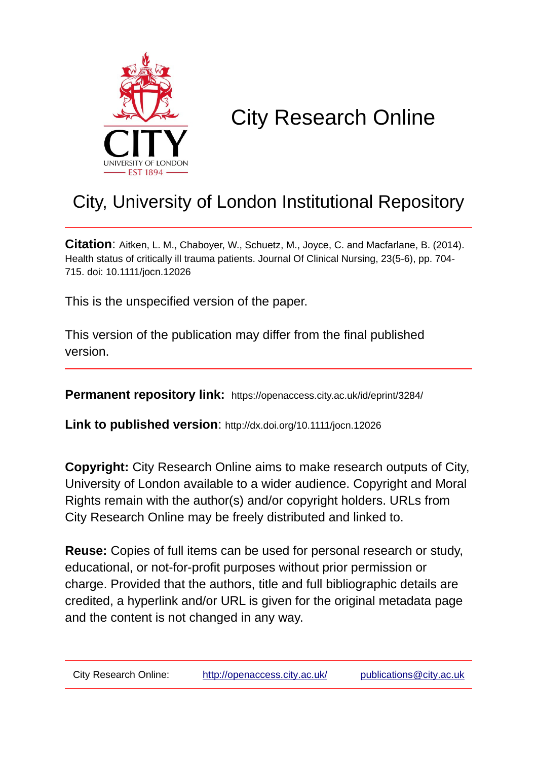# City Research Online

## City, University of London Institutional Repository

**Citation**: Aitken, L. M., Chaboyer, W., Schuetz, M., Joyce, C. and Macfarlane, B. (2014). Health status of critically ill trauma patients. Journal Of Clinical Nursing, 23(5-6), pp. 704-715. doi: 10.1111/jocn.12026

This is the unspecified version of the paper.

This version of the publication may differ from the final published version.

---

**Permanent repository link:** https://openaccess.city.ac.uk/id/eprint/3284/

**Link to published version**: http://dx.doi.org/10.1111/jocn.12026

**Copyright:** City Research Online aims to make research outputs of City, University of London available to a wider audience. Copyright and Moral Rights remain with the author(s) and/or copyright holders. URLs from City Research Online may be freely distributed and linked to.

**Reuse:** Copies of full items can be used for personal research or study, educational, or not-for-profit purposes without prior permission or charge. Provided that the authors, title and full bibliographic details are credited, a hyperlink and/or URL is given for the original metadata page and the content is not changed in any way.

---

City Research Online: http://openaccess.city.ac.uk/ publications@city.ac.uk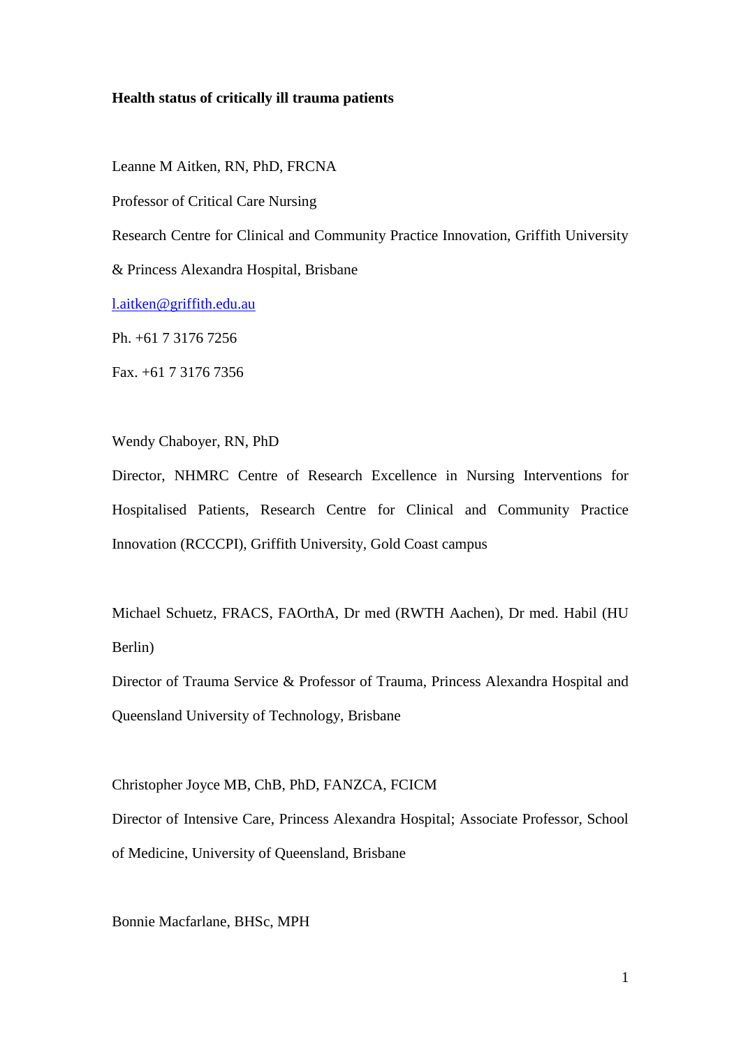**Health status of critically ill trauma patients**

Leanne M Aitken, RN, PhD, FRCNA

Professor of Critical Care Nursing

Research Centre for Clinical and Community Practice Innovation, Griffith University & Princess Alexandra Hospital, Brisbane

l.aitken@griffith.edu.au

Ph. +61 7 3176 7256

Fax. +61 7 3176 7356

Wendy Chaboyer, RN, PhD

Director, NHMRC Centre of Research Excellence in Nursing Interventions for Hospitalised Patients, Research Centre for Clinical and Community Practice Innovation (RCCCPI), Griffith University, Gold Coast campus

Michael Schuetz, FRACS, FAOrthA, Dr med (RWTH Aachen), Dr med. Habil (HU Berlin)

Director of Trauma Service & Professor of Trauma, Princess Alexandra Hospital and Queensland University of Technology, Brisbane

Christopher Joyce MB, ChB, PhD, FANZCA, FCICM

Director of Intensive Care, Princess Alexandra Hospital; Associate Professor, School of Medicine, University of Queensland, Brisbane

Bonnie Macfarlane, BHSc, MPH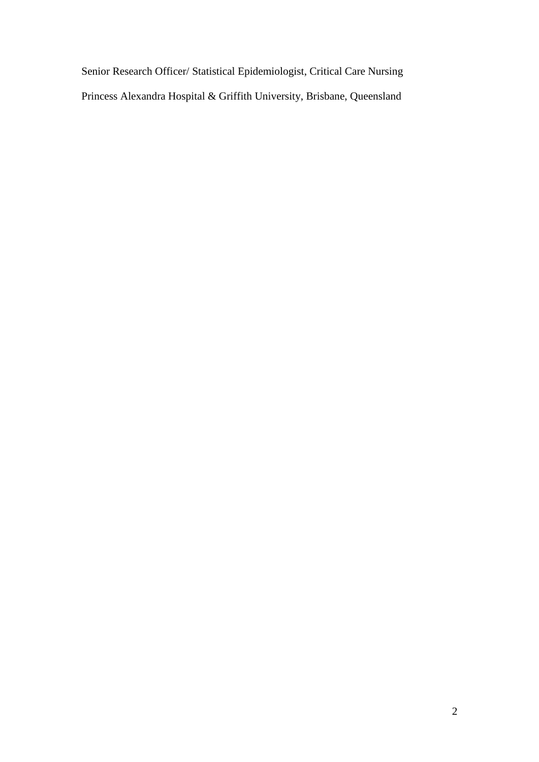Senior Research Officer/ Statistical Epidemiologist, Critical Care Nursing

Princess Alexandra Hospital & Griffith University, Brisbane, Queensland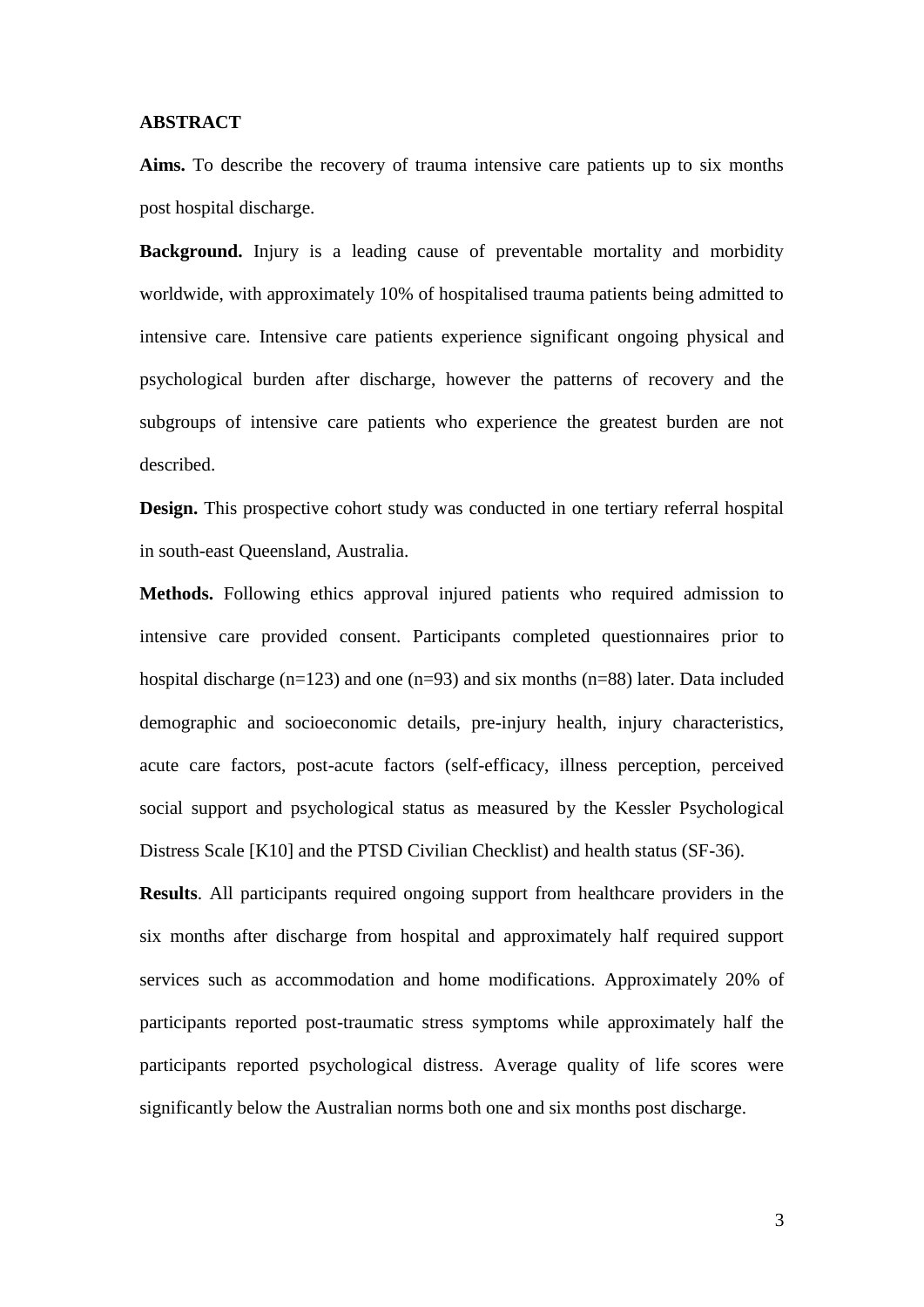**ABSTRACT**

**Aims.** To describe the recovery of trauma intensive care patients up to six months post hospital discharge.

**Background.** Injury is a leading cause of preventable mortality and morbidity worldwide, with approximately 10% of hospitalised trauma patients being admitted to intensive care. Intensive care patients experience significant ongoing physical and psychological burden after discharge, however the patterns of recovery and the subgroups of intensive care patients who experience the greatest burden are not described.

**Design.** This prospective cohort study was conducted in one tertiary referral hospital in south-east Queensland, Australia.

**Methods.** Following ethics approval injured patients who required admission to intensive care provided consent. Participants completed questionnaires prior to hospital discharge (n=123) and one (n=93) and six months (n=88) later. Data included demographic and socioeconomic details, pre-injury health, injury characteristics, acute care factors, post-acute factors (self-efficacy, illness perception, perceived social support and psychological status as measured by the Kessler Psychological Distress Scale [K10] and the PTSD Civilian Checklist) and health status (SF-36).

**Results**. All participants required ongoing support from healthcare providers in the six months after discharge from hospital and approximately half required support services such as accommodation and home modifications. Approximately 20% of participants reported post-traumatic stress symptoms while approximately half the participants reported psychological distress. Average quality of life scores were significantly below the Australian norms both one and six months post discharge.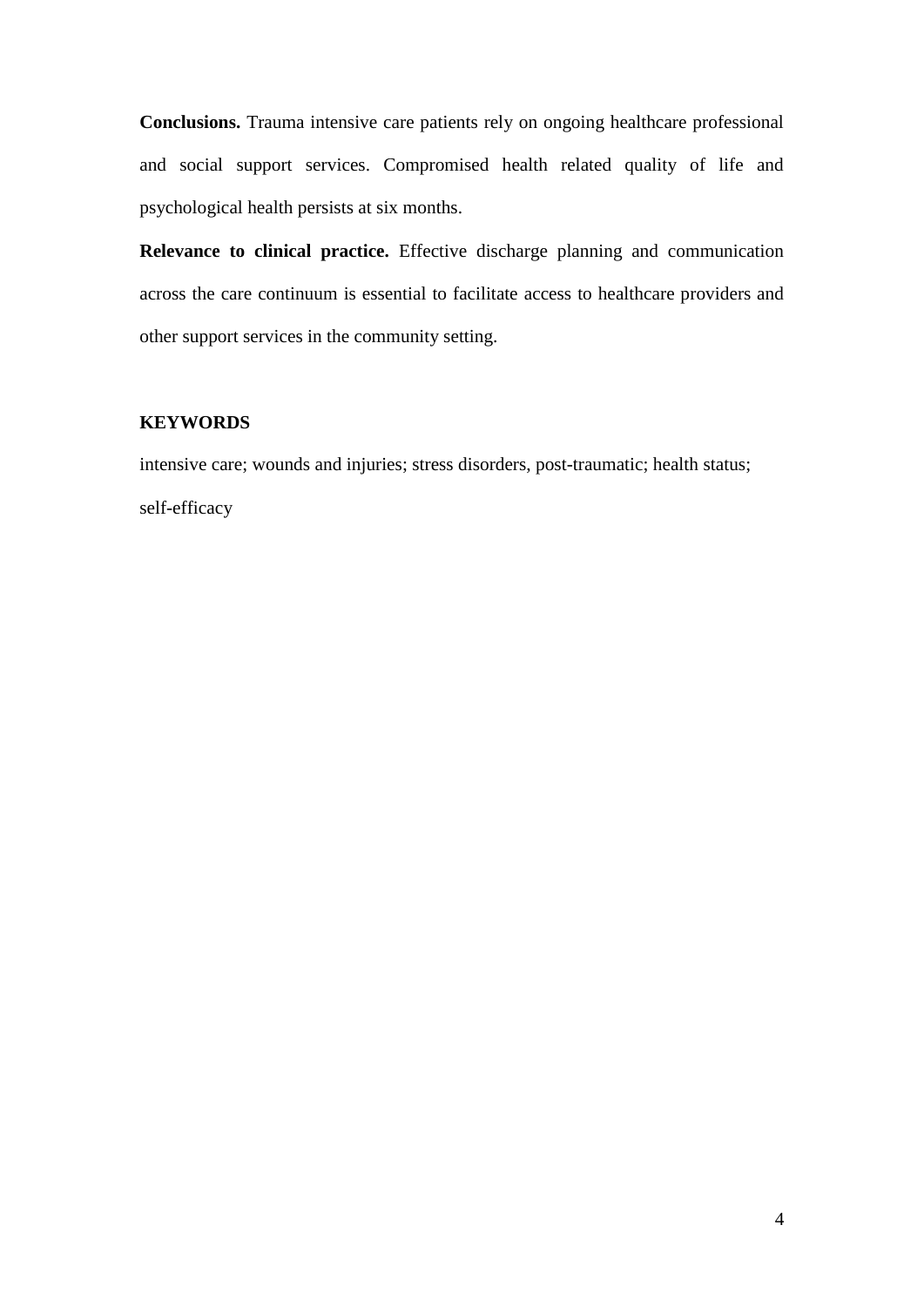**Conclusions.** Trauma intensive care patients rely on ongoing healthcare professional and social support services. Compromised health related quality of life and psychological health persists at six months.

**Relevance to clinical practice.** Effective discharge planning and communication across the care continuum is essential to facilitate access to healthcare providers and other support services in the community setting.

**KEYWORDS**

intensive care; wounds and injuries; stress disorders, post-traumatic; health status; self-efficacy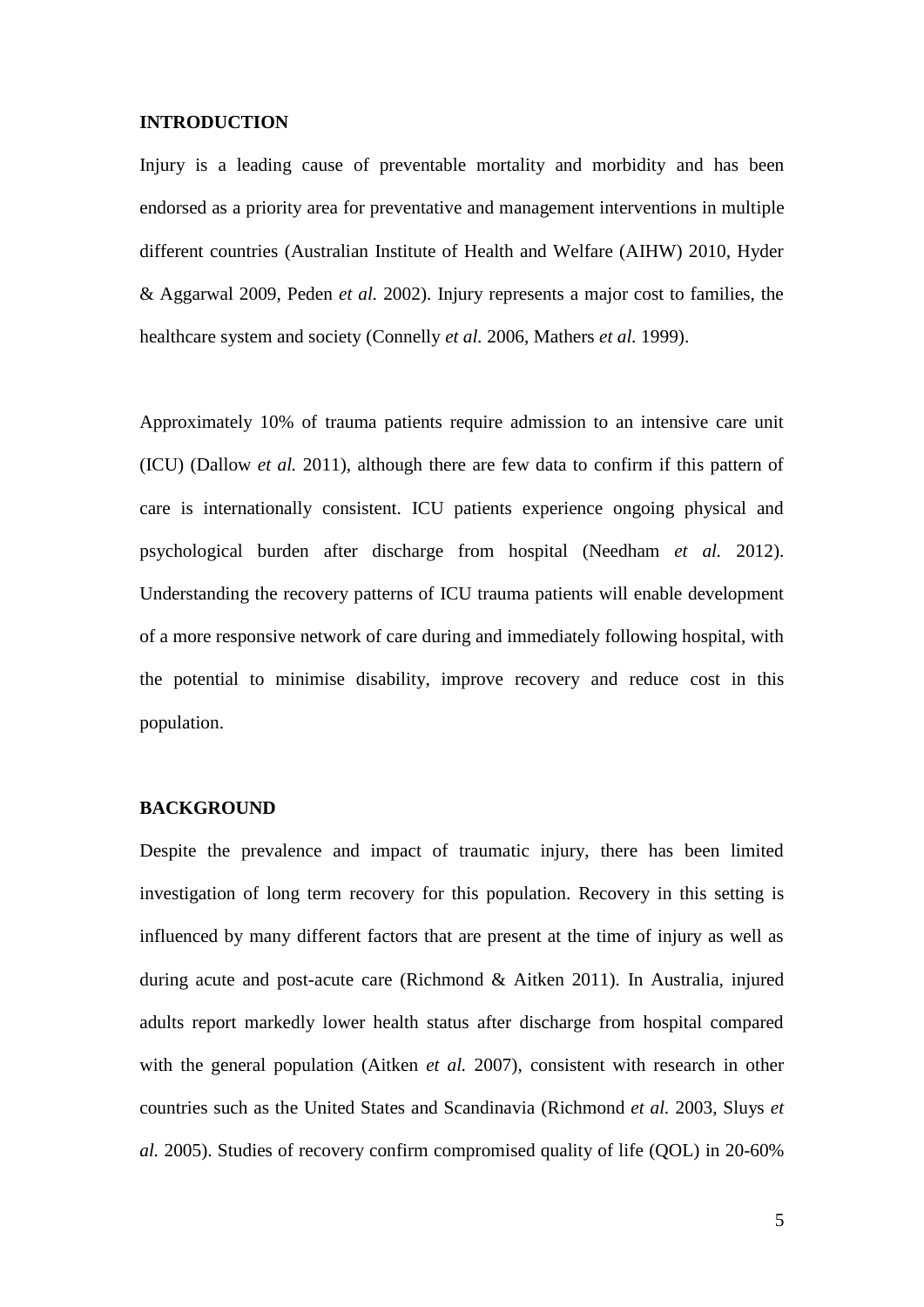## INTRODUCTION

Injury is a leading cause of preventable mortality and morbidity and has been endorsed as a priority area for preventative and management interventions in multiple different countries (Australian Institute of Health and Welfare (AIHW) 2010, Hyder & Aggarwal 2009, Peden *et al.* 2002). Injury represents a major cost to families, the healthcare system and society (Connelly *et al.* 2006, Mathers *et al.* 1999).

Approximately 10% of trauma patients require admission to an intensive care unit (ICU) (Dallow *et al.* 2011), although there are few data to confirm if this pattern of care is internationally consistent. ICU patients experience ongoing physical and psychological burden after discharge from hospital (Needham *et al.* 2012). Understanding the recovery patterns of ICU trauma patients will enable development of a more responsive network of care during and immediately following hospital, with the potential to minimise disability, improve recovery and reduce cost in this population.

## BACKGROUND

Despite the prevalence and impact of traumatic injury, there has been limited investigation of long term recovery for this population. Recovery in this setting is influenced by many different factors that are present at the time of injury as well as during acute and post-acute care (Richmond & Aitken 2011). In Australia, injured adults report markedly lower health status after discharge from hospital compared with the general population (Aitken *et al.* 2007), consistent with research in other countries such as the United States and Scandinavia (Richmond *et al.* 2003, Sluys *et al.* 2005). Studies of recovery confirm compromised quality of life (QOL) in 20-60%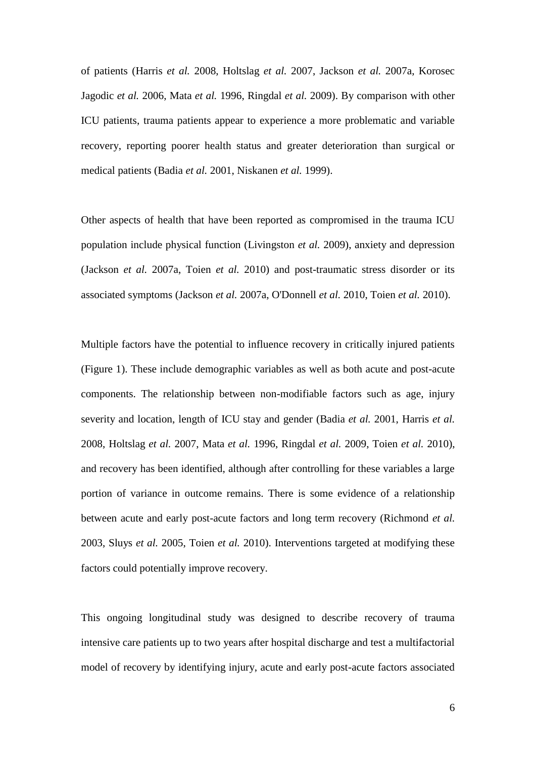of patients (Harris *et al.* 2008, Holtslag *et al.* 2007, Jackson *et al.* 2007a, Korosec Jagodic *et al.* 2006, Mata *et al.* 1996, Ringdal *et al.* 2009). By comparison with other ICU patients, trauma patients appear to experience a more problematic and variable recovery, reporting poorer health status and greater deterioration than surgical or medical patients (Badia *et al.* 2001, Niskanen *et al.* 1999).

Other aspects of health that have been reported as compromised in the trauma ICU population include physical function (Livingston *et al.* 2009), anxiety and depression (Jackson *et al.* 2007a, Toien *et al.* 2010) and post-traumatic stress disorder or its associated symptoms (Jackson *et al.* 2007a, O'Donnell *et al.* 2010, Toien *et al.* 2010).

Multiple factors have the potential to influence recovery in critically injured patients (Figure 1). These include demographic variables as well as both acute and post-acute components. The relationship between non-modifiable factors such as age, injury severity and location, length of ICU stay and gender (Badia *et al.* 2001, Harris *et al.* 2008, Holtslag *et al.* 2007, Mata *et al.* 1996, Ringdal *et al.* 2009, Toien *et al.* 2010), and recovery has been identified, although after controlling for these variables a large portion of variance in outcome remains. There is some evidence of a relationship between acute and early post-acute factors and long term recovery (Richmond *et al.* 2003, Sluys *et al.* 2005, Toien *et al.* 2010). Interventions targeted at modifying these factors could potentially improve recovery.

This ongoing longitudinal study was designed to describe recovery of trauma intensive care patients up to two years after hospital discharge and test a multifactorial model of recovery by identifying injury, acute and early post-acute factors associated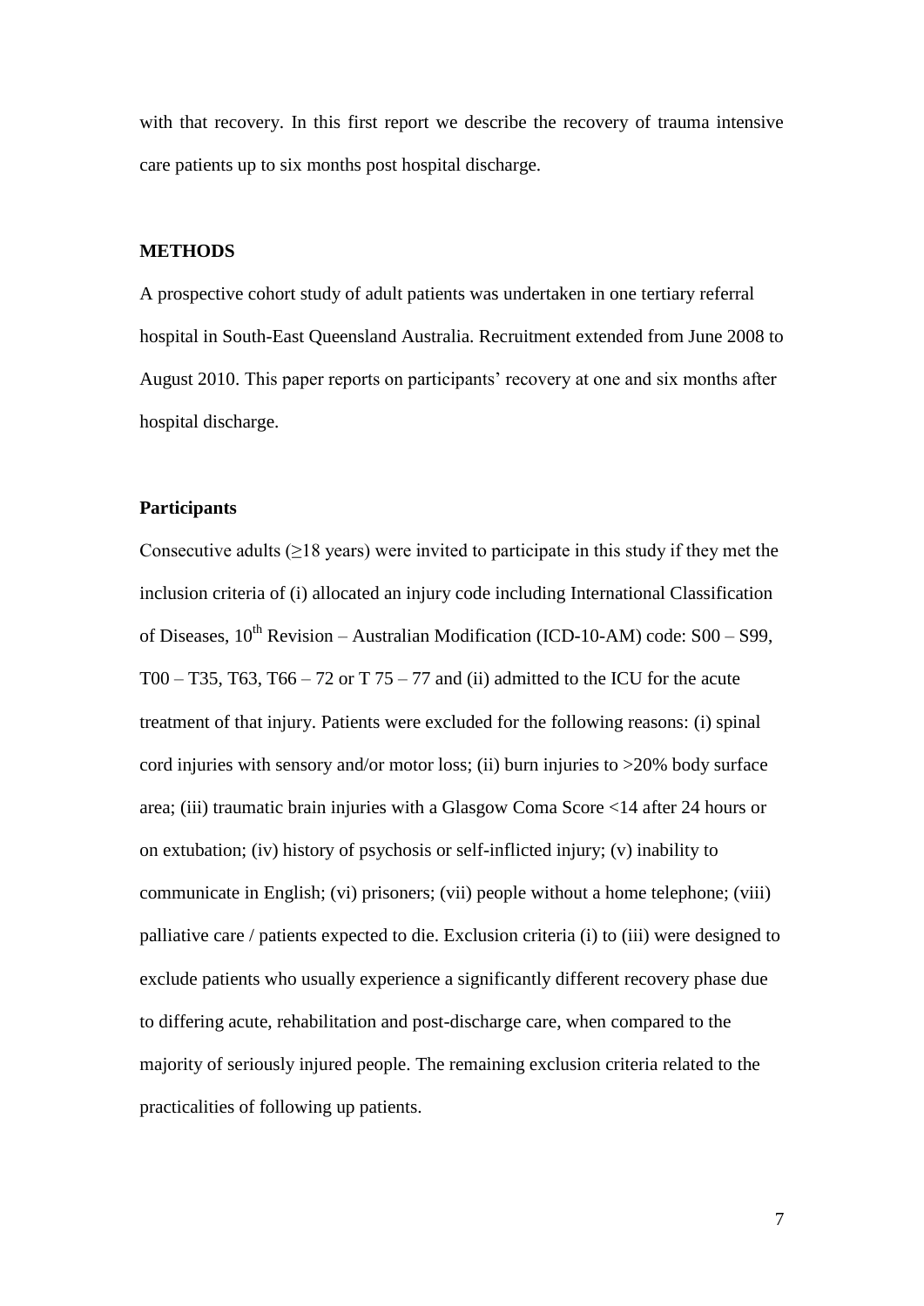with that recovery. In this first report we describe the recovery of trauma intensive care patients up to six months post hospital discharge.

## METHODS

A prospective cohort study of adult patients was undertaken in one tertiary referral hospital in South-East Queensland Australia. Recruitment extended from June 2008 to August 2010. This paper reports on participants' recovery at one and six months after hospital discharge.

### Participants

Consecutive adults (≥18 years) were invited to participate in this study if they met the inclusion criteria of (i) allocated an injury code including International Classification of Diseases, 10th Revision – Australian Modification (ICD-10-AM) code: S00 – S99, T00 – T35, T63, T66 – 72 or T 75 – 77 and (ii) admitted to the ICU for the acute treatment of that injury. Patients were excluded for the following reasons: (i) spinal cord injuries with sensory and/or motor loss; (ii) burn injuries to >20% body surface area; (iii) traumatic brain injuries with a Glasgow Coma Score <14 after 24 hours or on extubation; (iv) history of psychosis or self-inflicted injury; (v) inability to communicate in English; (vi) prisoners; (vii) people without a home telephone; (viii) palliative care / patients expected to die. Exclusion criteria (i) to (iii) were designed to exclude patients who usually experience a significantly different recovery phase due to differing acute, rehabilitation and post-discharge care, when compared to the majority of seriously injured people. The remaining exclusion criteria related to the practicalities of following up patients.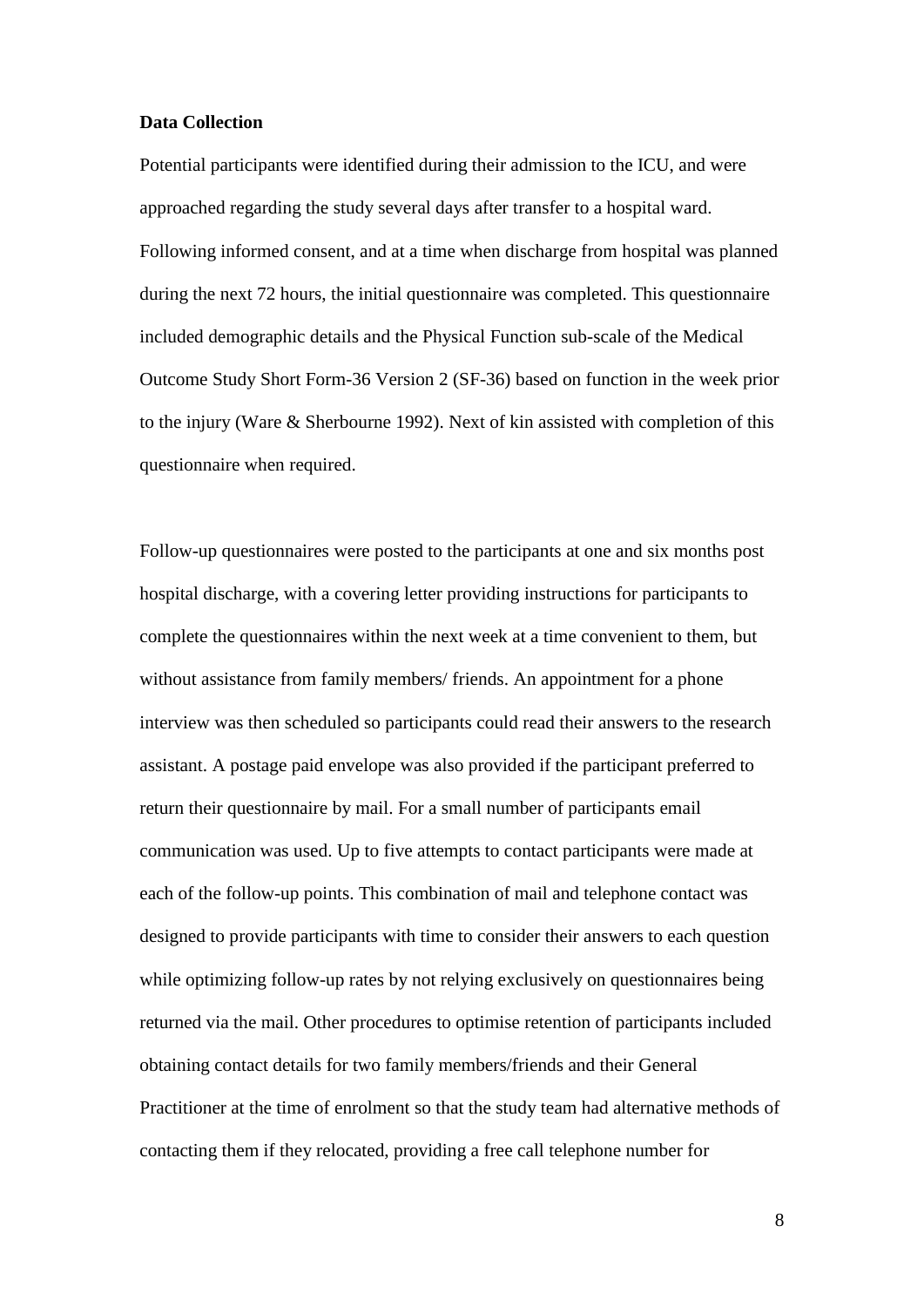**Data Collection**

Potential participants were identified during their admission to the ICU, and were approached regarding the study several days after transfer to a hospital ward. Following informed consent, and at a time when discharge from hospital was planned during the next 72 hours, the initial questionnaire was completed. This questionnaire included demographic details and the Physical Function sub-scale of the Medical Outcome Study Short Form-36 Version 2 (SF-36) based on function in the week prior to the injury (Ware & Sherbourne 1992). Next of kin assisted with completion of this questionnaire when required.

Follow-up questionnaires were posted to the participants at one and six months post hospital discharge, with a covering letter providing instructions for participants to complete the questionnaires within the next week at a time convenient to them, but without assistance from family members/ friends. An appointment for a phone interview was then scheduled so participants could read their answers to the research assistant. A postage paid envelope was also provided if the participant preferred to return their questionnaire by mail. For a small number of participants email communication was used. Up to five attempts to contact participants were made at each of the follow-up points. This combination of mail and telephone contact was designed to provide participants with time to consider their answers to each question while optimizing follow-up rates by not relying exclusively on questionnaires being returned via the mail. Other procedures to optimise retention of participants included obtaining contact details for two family members/friends and their General Practitioner at the time of enrolment so that the study team had alternative methods of contacting them if they relocated, providing a free call telephone number for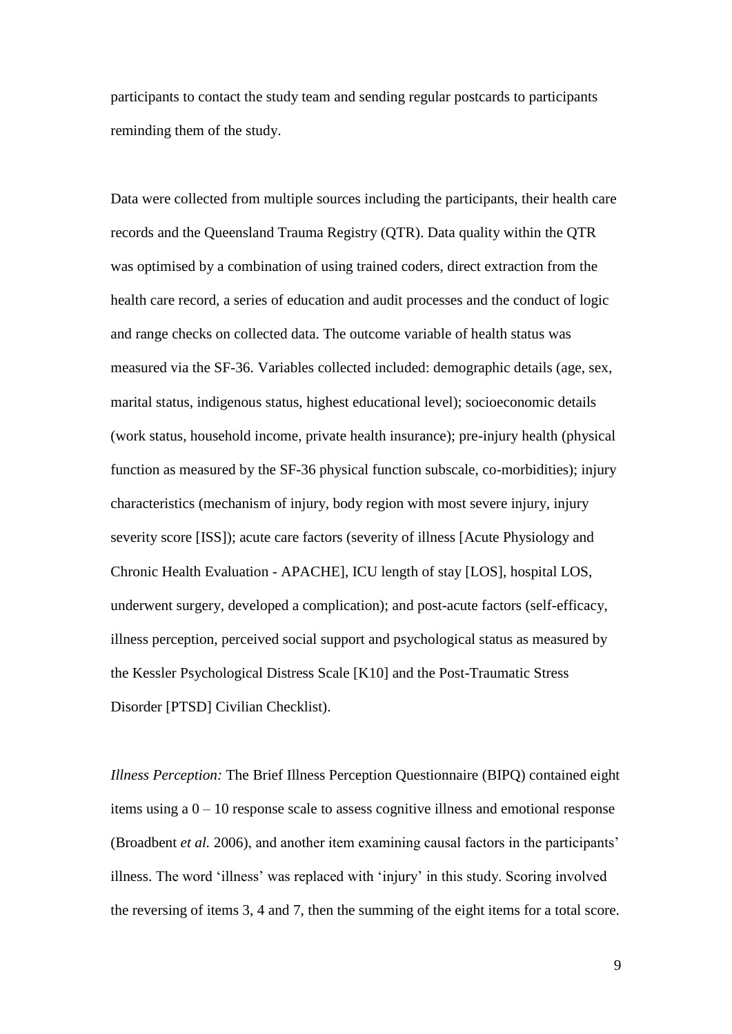participants to contact the study team and sending regular postcards to participants reminding them of the study.

Data were collected from multiple sources including the participants, their health care records and the Queensland Trauma Registry (QTR). Data quality within the QTR was optimised by a combination of using trained coders, direct extraction from the health care record, a series of education and audit processes and the conduct of logic and range checks on collected data. The outcome variable of health status was measured via the SF-36. Variables collected included: demographic details (age, sex, marital status, indigenous status, highest educational level); socioeconomic details (work status, household income, private health insurance); pre-injury health (physical function as measured by the SF-36 physical function subscale, co-morbidities); injury characteristics (mechanism of injury, body region with most severe injury, injury severity score [ISS]); acute care factors (severity of illness [Acute Physiology and Chronic Health Evaluation - APACHE], ICU length of stay [LOS], hospital LOS, underwent surgery, developed a complication); and post-acute factors (self-efficacy, illness perception, perceived social support and psychological status as measured by the Kessler Psychological Distress Scale [K10] and the Post-Traumatic Stress Disorder [PTSD] Civilian Checklist).

*Illness Perception:* The Brief Illness Perception Questionnaire (BIPQ) contained eight items using a 0 – 10 response scale to assess cognitive illness and emotional response (Broadbent *et al.* 2006), and another item examining causal factors in the participants' illness. The word 'illness' was replaced with 'injury' in this study. Scoring involved the reversing of items 3, 4 and 7, then the summing of the eight items for a total score.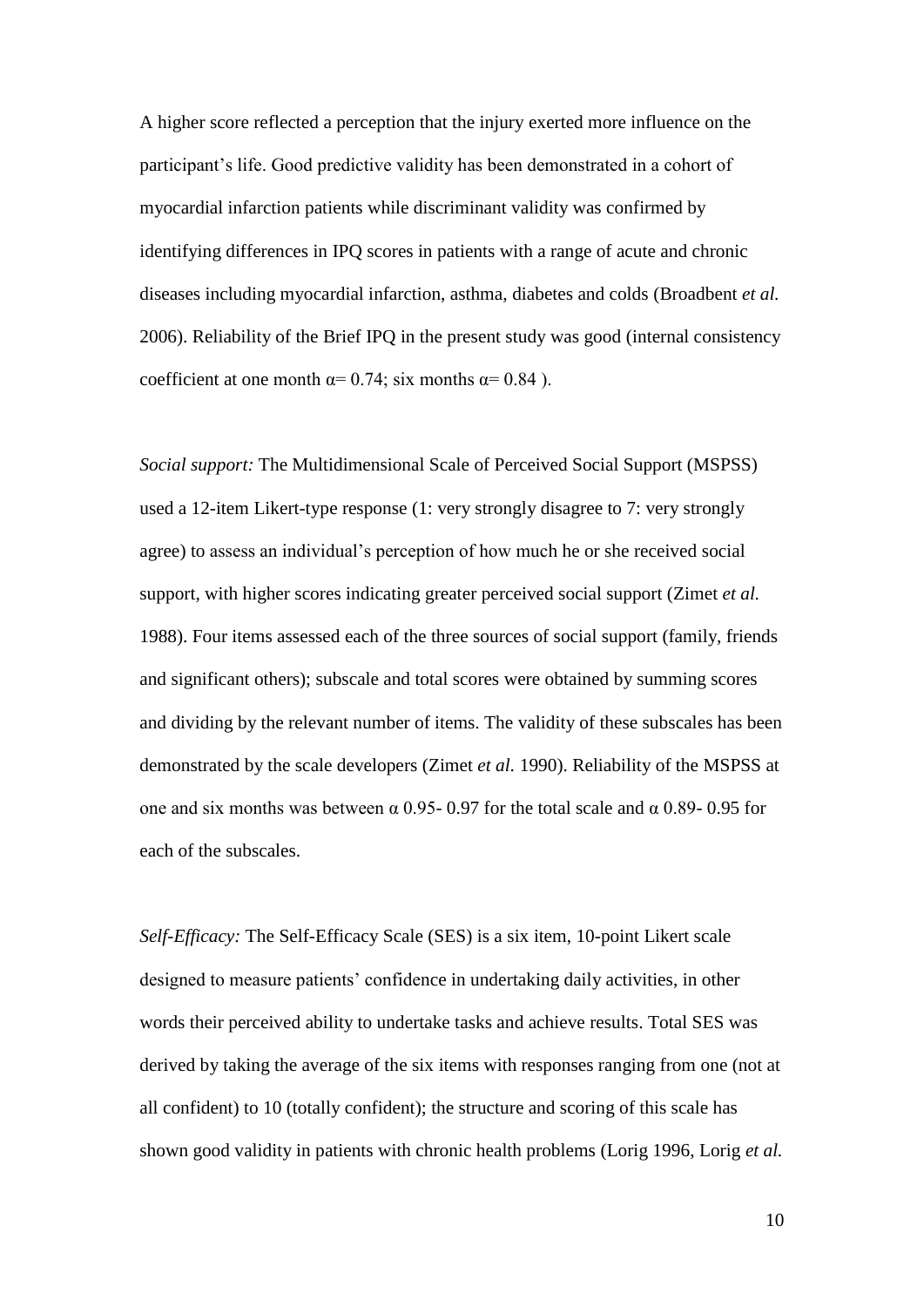A higher score reflected a perception that the injury exerted more influence on the participant's life. Good predictive validity has been demonstrated in a cohort of myocardial infarction patients while discriminant validity was confirmed by identifying differences in IPQ scores in patients with a range of acute and chronic diseases including myocardial infarction, asthma, diabetes and colds (Broadbent *et al.* 2006). Reliability of the Brief IPQ in the present study was good (internal consistency coefficient at one month $\alpha = 0.74$; six months $\alpha = 0.84$ ).

*Social support:* The Multidimensional Scale of Perceived Social Support (MSPSS) used a 12-item Likert-type response (1: very strongly disagree to 7: very strongly agree) to assess an individual's perception of how much he or she received social support, with higher scores indicating greater perceived social support (Zimet *et al.* 1988). Four items assessed each of the three sources of social support (family, friends and significant others); subscale and total scores were obtained by summing scores and dividing by the relevant number of items. The validity of these subscales has been demonstrated by the scale developers (Zimet *et al.* 1990). Reliability of the MSPSS at one and six months was between $\alpha$ 0.95- 0.97 for the total scale and $\alpha$ 0.89- 0.95 for each of the subscales.

*Self-Efficacy:* The Self-Efficacy Scale (SES) is a six item, 10-point Likert scale designed to measure patients' confidence in undertaking daily activities, in other words their perceived ability to undertake tasks and achieve results. Total SES was derived by taking the average of the six items with responses ranging from one (not at all confident) to 10 (totally confident); the structure and scoring of this scale has shown good validity in patients with chronic health problems (Lorig 1996, Lorig *et al.*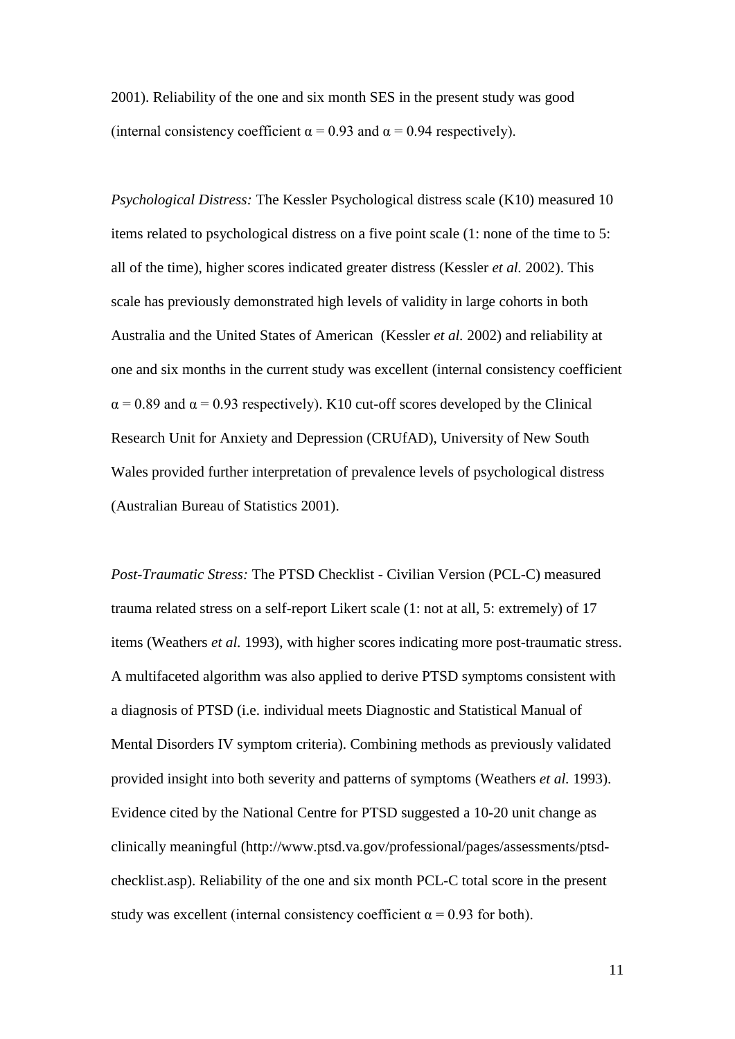2001). Reliability of the one and six month SES in the present study was good (internal consistency coefficient $\alpha = 0.93$ and $\alpha = 0.94$ respectively).

*Psychological Distress:* The Kessler Psychological distress scale (K10) measured 10 items related to psychological distress on a five point scale (1: none of the time to 5: all of the time), higher scores indicated greater distress (Kessler *et al.* 2002). This scale has previously demonstrated high levels of validity in large cohorts in both Australia and the United States of American (Kessler *et al.* 2002) and reliability at one and six months in the current study was excellent (internal consistency coefficient $\alpha = 0.89$ and $\alpha = 0.93$ respectively). K10 cut-off scores developed by the Clinical Research Unit for Anxiety and Depression (CRUfAD), University of New South Wales provided further interpretation of prevalence levels of psychological distress (Australian Bureau of Statistics 2001).

*Post-Traumatic Stress:* The PTSD Checklist - Civilian Version (PCL-C) measured trauma related stress on a self-report Likert scale (1: not at all, 5: extremely) of 17 items (Weathers *et al.* 1993), with higher scores indicating more post-traumatic stress. A multifaceted algorithm was also applied to derive PTSD symptoms consistent with a diagnosis of PTSD (i.e. individual meets Diagnostic and Statistical Manual of Mental Disorders IV symptom criteria). Combining methods as previously validated provided insight into both severity and patterns of symptoms (Weathers *et al.* 1993). Evidence cited by the National Centre for PTSD suggested a 10-20 unit change as clinically meaningful (http://www.ptsd.va.gov/professional/pages/assessments/ptsd-checklist.asp). Reliability of the one and six month PCL-C total score in the present study was excellent (internal consistency coefficient $\alpha = 0.93$ for both).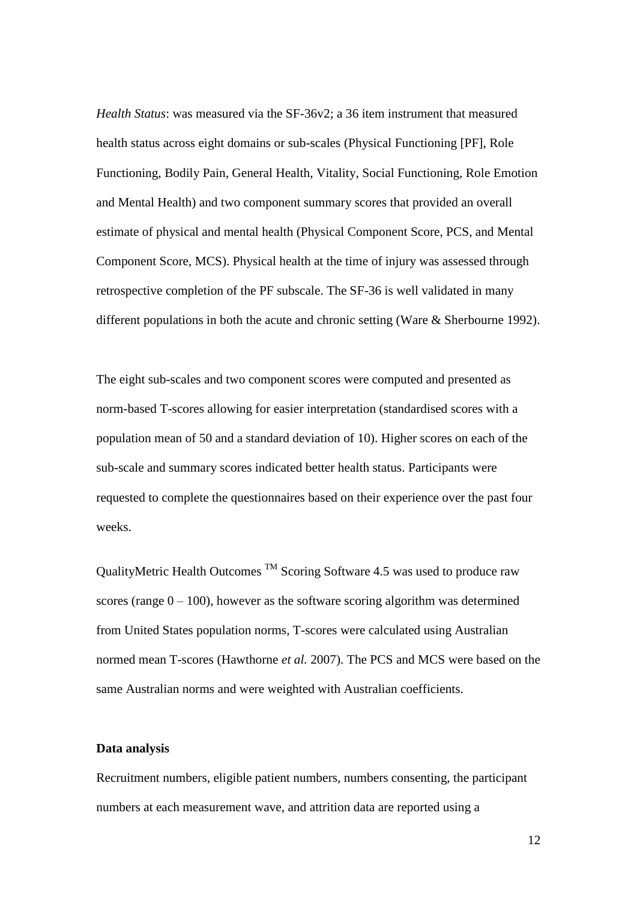*Health Status*: was measured via the SF-36v2; a 36 item instrument that measured health status across eight domains or sub-scales (Physical Functioning [PF], Role Functioning, Bodily Pain, General Health, Vitality, Social Functioning, Role Emotion and Mental Health) and two component summary scores that provided an overall estimate of physical and mental health (Physical Component Score, PCS, and Mental Component Score, MCS). Physical health at the time of injury was assessed through retrospective completion of the PF subscale. The SF-36 is well validated in many different populations in both the acute and chronic setting (Ware & Sherbourne 1992).

The eight sub-scales and two component scores were computed and presented as norm-based T-scores allowing for easier interpretation (standardised scores with a population mean of 50 and a standard deviation of 10). Higher scores on each of the sub-scale and summary scores indicated better health status. Participants were requested to complete the questionnaires based on their experience over the past four weeks.

QualityMetric Health Outcomes ™ Scoring Software 4.5 was used to produce raw scores (range 0 – 100), however as the software scoring algorithm was determined from United States population norms, T-scores were calculated using Australian normed mean T-scores (Hawthorne *et al.* 2007). The PCS and MCS were based on the same Australian norms and were weighted with Australian coefficients.

**Data analysis**

Recruitment numbers, eligible patient numbers, numbers consenting, the participant numbers at each measurement wave, and attrition data are reported using a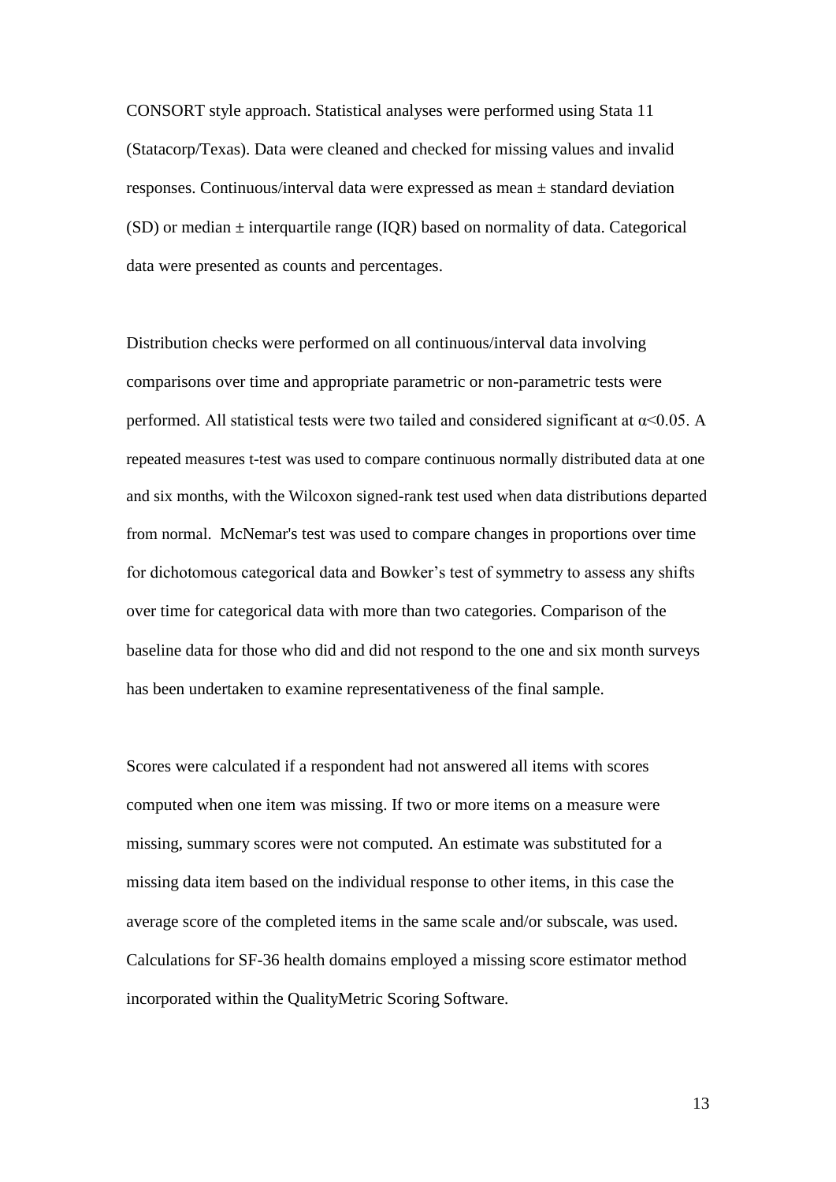CONSORT style approach. Statistical analyses were performed using Stata 11 (Statacorp/Texas). Data were cleaned and checked for missing values and invalid responses. Continuous/interval data were expressed as mean ± standard deviation (SD) or median ± interquartile range (IQR) based on normality of data. Categorical data were presented as counts and percentages.

Distribution checks were performed on all continuous/interval data involving comparisons over time and appropriate parametric or non-parametric tests were performed. All statistical tests were two tailed and considered significant at $\alpha<0.05$. A repeated measures t-test was used to compare continuous normally distributed data at one and six months, with the Wilcoxon signed-rank test used when data distributions departed from normal. McNemar's test was used to compare changes in proportions over time for dichotomous categorical data and Bowker's test of symmetry to assess any shifts over time for categorical data with more than two categories. Comparison of the baseline data for those who did and did not respond to the one and six month surveys has been undertaken to examine representativeness of the final sample.

Scores were calculated if a respondent had not answered all items with scores computed when one item was missing. If two or more items on a measure were missing, summary scores were not computed. An estimate was substituted for a missing data item based on the individual response to other items, in this case the average score of the completed items in the same scale and/or subscale, was used. Calculations for SF-36 health domains employed a missing score estimator method incorporated within the QualityMetric Scoring Software.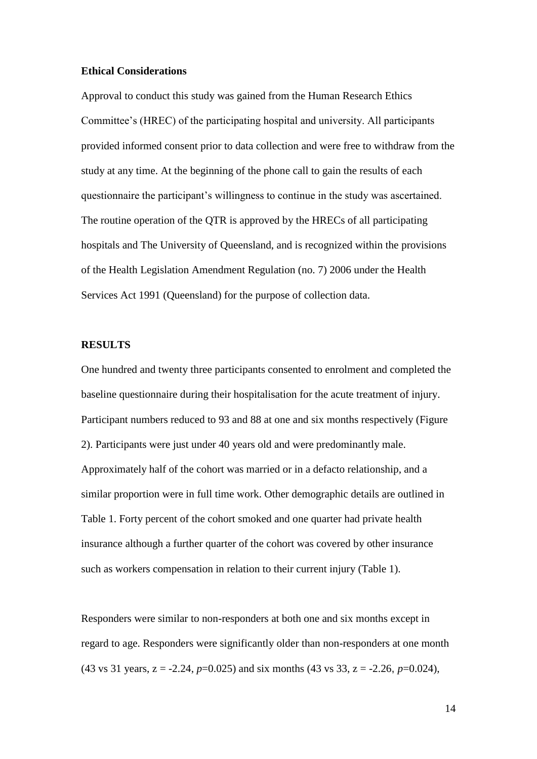### Ethical Considerations

Approval to conduct this study was gained from the Human Research Ethics Committee's (HREC) of the participating hospital and university. All participants provided informed consent prior to data collection and were free to withdraw from the study at any time. At the beginning of the phone call to gain the results of each questionnaire the participant's willingness to continue in the study was ascertained. The routine operation of the QTR is approved by the HRECs of all participating hospitals and The University of Queensland, and is recognized within the provisions of the Health Legislation Amendment Regulation (no. 7) 2006 under the Health Services Act 1991 (Queensland) for the purpose of collection data.

## RESULTS

One hundred and twenty three participants consented to enrolment and completed the baseline questionnaire during their hospitalisation for the acute treatment of injury. Participant numbers reduced to 93 and 88 at one and six months respectively (Figure 2). Participants were just under 40 years old and were predominantly male. Approximately half of the cohort was married or in a defacto relationship, and a similar proportion were in full time work. Other demographic details are outlined in Table 1. Forty percent of the cohort smoked and one quarter had private health insurance although a further quarter of the cohort was covered by other insurance such as workers compensation in relation to their current injury (Table 1).

Responders were similar to non-responders at both one and six months except in regard to age. Responders were significantly older than non-responders at one month (43 vs 31 years, $z = -2.24$, $p=0.025$) and six months (43 vs 33, $z = -2.26$, $p=0.024$),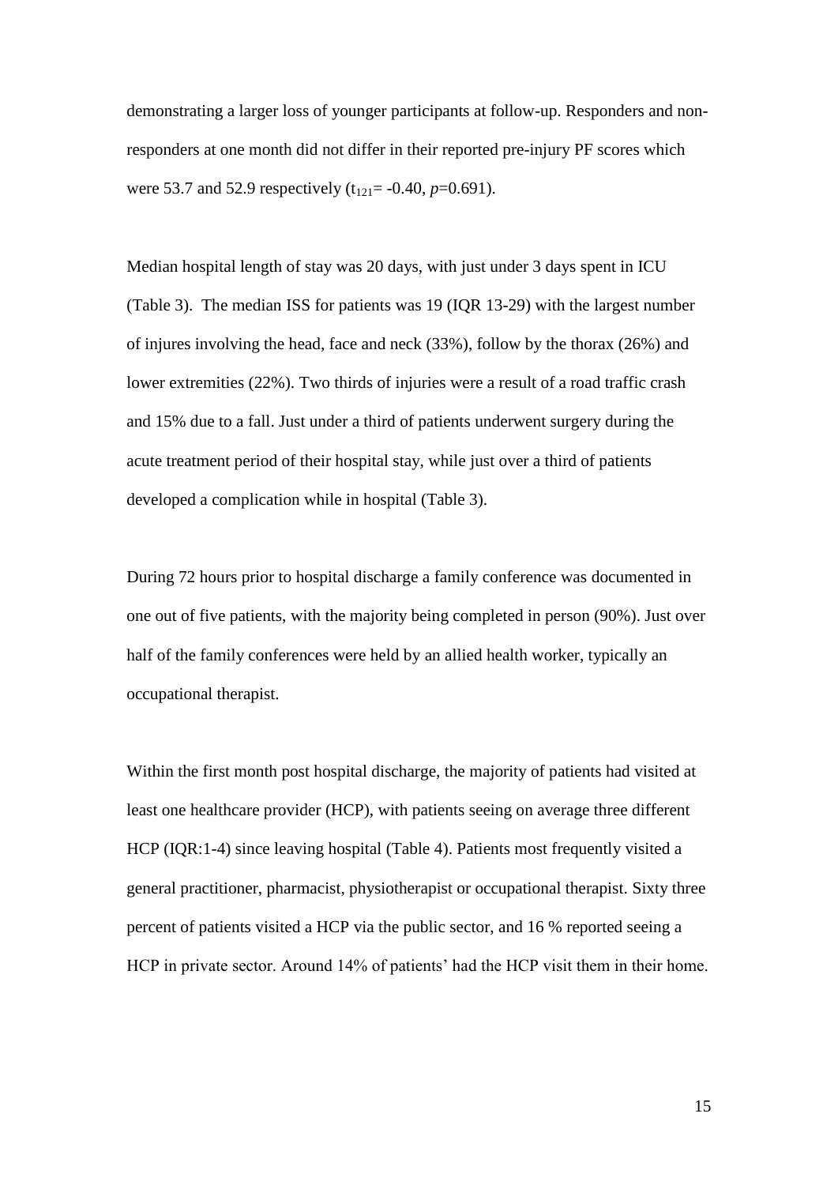demonstrating a larger loss of younger participants at follow-up. Responders and non-responders at one month did not differ in their reported pre-injury PF scores which were 53.7 and 52.9 respectively ($t_{121}$= -0.40, $p$=0.691).

Median hospital length of stay was 20 days, with just under 3 days spent in ICU (Table 3). The median ISS for patients was 19 (IQR 13-29) with the largest number of injures involving the head, face and neck (33%), follow by the thorax (26%) and lower extremities (22%). Two thirds of injuries were a result of a road traffic crash and 15% due to a fall. Just under a third of patients underwent surgery during the acute treatment period of their hospital stay, while just over a third of patients developed a complication while in hospital (Table 3).

During 72 hours prior to hospital discharge a family conference was documented in one out of five patients, with the majority being completed in person (90%). Just over half of the family conferences were held by an allied health worker, typically an occupational therapist.

Within the first month post hospital discharge, the majority of patients had visited at least one healthcare provider (HCP), with patients seeing on average three different HCP (IQR:1-4) since leaving hospital (Table 4). Patients most frequently visited a general practitioner, pharmacist, physiotherapist or occupational therapist. Sixty three percent of patients visited a HCP via the public sector, and 16 % reported seeing a HCP in private sector. Around 14% of patients' had the HCP visit them in their home.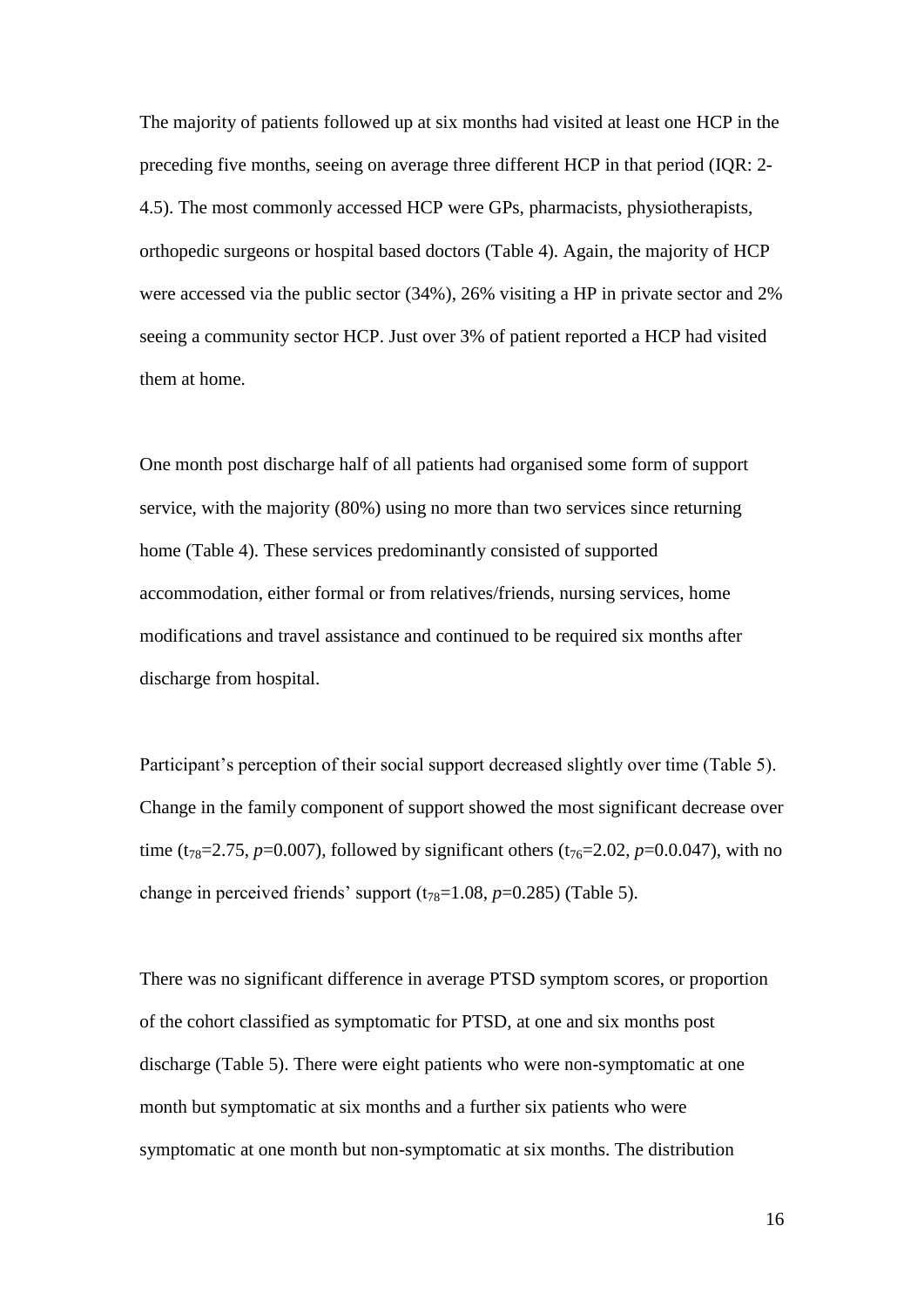The majority of patients followed up at six months had visited at least one HCP in the preceding five months, seeing on average three different HCP in that period (IQR: 2-4.5). The most commonly accessed HCP were GPs, pharmacists, physiotherapists, orthopedic surgeons or hospital based doctors (Table 4). Again, the majority of HCP were accessed via the public sector (34%), 26% visiting a HP in private sector and 2% seeing a community sector HCP. Just over 3% of patient reported a HCP had visited them at home.

One month post discharge half of all patients had organised some form of support service, with the majority (80%) using no more than two services since returning home (Table 4). These services predominantly consisted of supported accommodation, either formal or from relatives/friends, nursing services, home modifications and travel assistance and continued to be required six months after discharge from hospital.

Participant's perception of their social support decreased slightly over time (Table 5). Change in the family component of support showed the most significant decrease over time ($t_{78}$=2.75, *p*=0.007), followed by significant others ($t_{76}$=2.02, *p*=0.0.047), with no change in perceived friends' support ($t_{78}$=1.08, *p*=0.285) (Table 5).

There was no significant difference in average PTSD symptom scores, or proportion of the cohort classified as symptomatic for PTSD, at one and six months post discharge (Table 5). There were eight patients who were non-symptomatic at one month but symptomatic at six months and a further six patients who were symptomatic at one month but non-symptomatic at six months. The distribution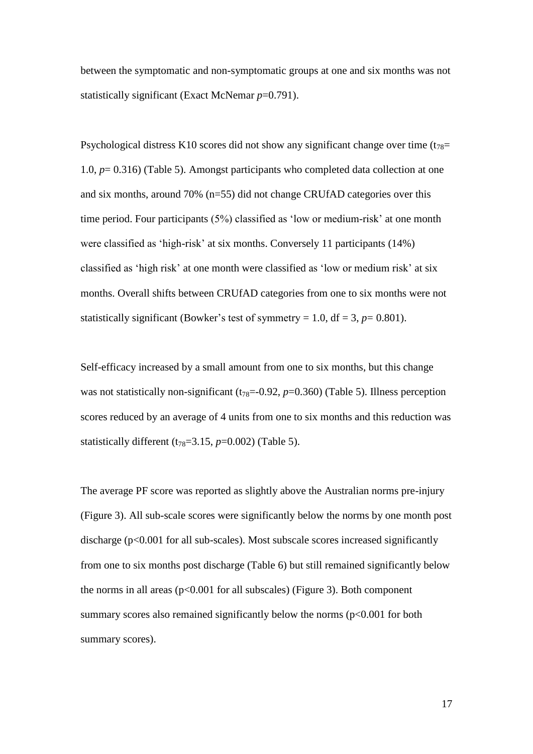between the symptomatic and non-symptomatic groups at one and six months was not statistically significant (Exact McNemar $p$=0.791).

Psychological distress K10 scores did not show any significant change over time ($t_{78}$= 1.0, $p$= 0.316) (Table 5). Amongst participants who completed data collection at one and six months, around 70% (n=55) did not change CRUfAD categories over this time period. Four participants (5%) classified as 'low or medium-risk' at one month were classified as 'high-risk' at six months. Conversely 11 participants (14%) classified as 'high risk' at one month were classified as 'low or medium risk' at six months. Overall shifts between CRUfAD categories from one to six months were not statistically significant (Bowker's test of symmetry = 1.0, df = 3, $p$= 0.801).

Self-efficacy increased by a small amount from one to six months, but this change was not statistically non-significant ($t_{78}$=-0.92, $p$=0.360) (Table 5). Illness perception scores reduced by an average of 4 units from one to six months and this reduction was statistically different ($t_{78}$=3.15, $p$=0.002) (Table 5).

The average PF score was reported as slightly above the Australian norms pre-injury (Figure 3). All sub-scale scores were significantly below the norms by one month post discharge ($p$<0.001 for all sub-scales). Most subscale scores increased significantly from one to six months post discharge (Table 6) but still remained significantly below the norms in all areas ($p$<0.001 for all subscales) (Figure 3). Both component summary scores also remained significantly below the norms ($p$<0.001 for both summary scores).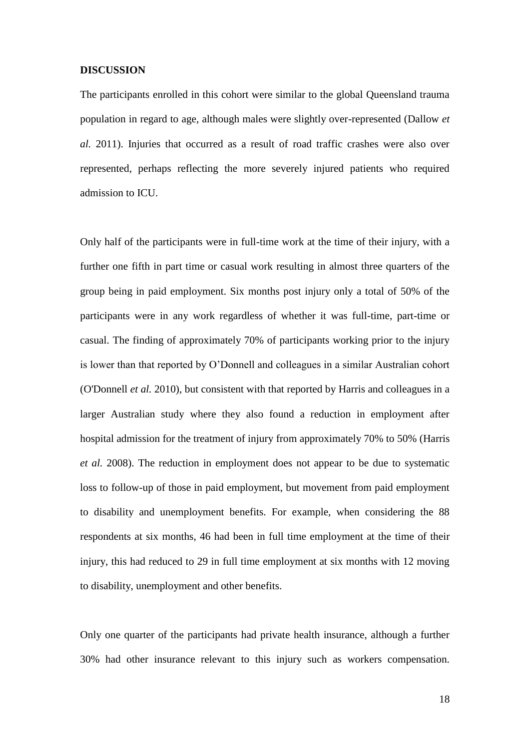**DISCUSSION**

The participants enrolled in this cohort were similar to the global Queensland trauma population in regard to age, although males were slightly over-represented (Dallow *et al.* 2011). Injuries that occurred as a result of road traffic crashes were also over represented, perhaps reflecting the more severely injured patients who required admission to ICU.

Only half of the participants were in full-time work at the time of their injury, with a further one fifth in part time or casual work resulting in almost three quarters of the group being in paid employment. Six months post injury only a total of 50% of the participants were in any work regardless of whether it was full-time, part-time or casual. The finding of approximately 70% of participants working prior to the injury is lower than that reported by O'Donnell and colleagues in a similar Australian cohort (O'Donnell *et al.* 2010), but consistent with that reported by Harris and colleagues in a larger Australian study where they also found a reduction in employment after hospital admission for the treatment of injury from approximately 70% to 50% (Harris *et al.* 2008). The reduction in employment does not appear to be due to systematic loss to follow-up of those in paid employment, but movement from paid employment to disability and unemployment benefits. For example, when considering the 88 respondents at six months, 46 had been in full time employment at the time of their injury, this had reduced to 29 in full time employment at six months with 12 moving to disability, unemployment and other benefits.

Only one quarter of the participants had private health insurance, although a further 30% had other insurance relevant to this injury such as workers compensation.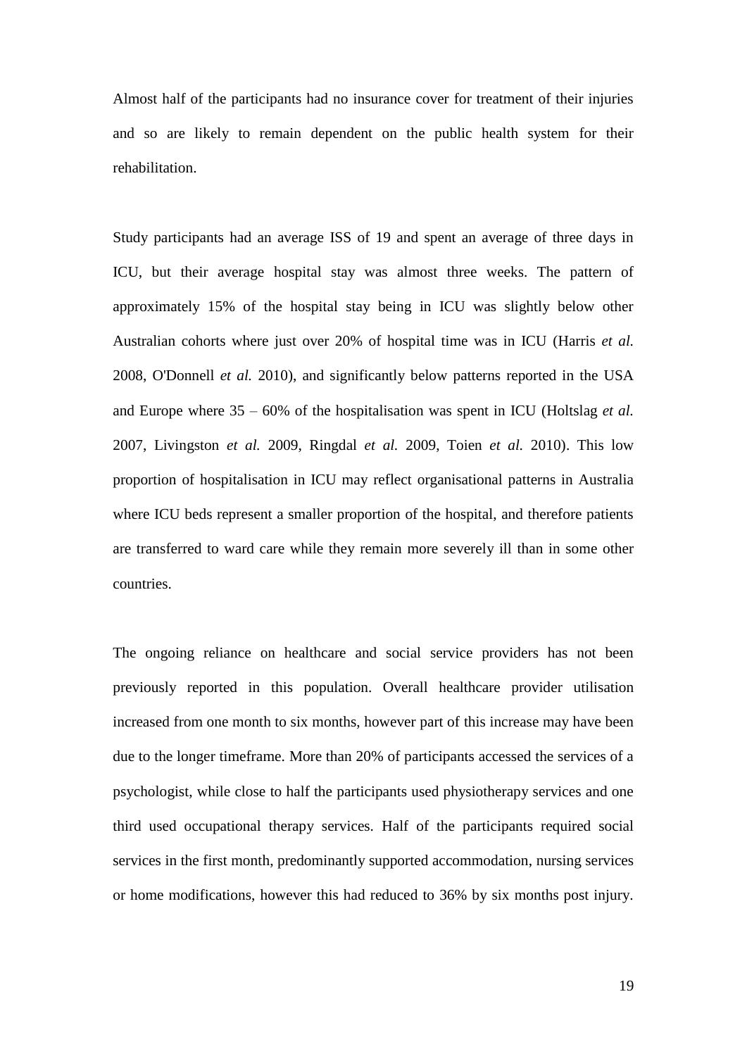Almost half of the participants had no insurance cover for treatment of their injuries and so are likely to remain dependent on the public health system for their rehabilitation.

Study participants had an average ISS of 19 and spent an average of three days in ICU, but their average hospital stay was almost three weeks. The pattern of approximately 15% of the hospital stay being in ICU was slightly below other Australian cohorts where just over 20% of hospital time was in ICU (Harris *et al.* 2008, O'Donnell *et al.* 2010), and significantly below patterns reported in the USA and Europe where 35 – 60% of the hospitalisation was spent in ICU (Holtslag *et al.* 2007, Livingston *et al.* 2009, Ringdal *et al.* 2009, Toien *et al.* 2010). This low proportion of hospitalisation in ICU may reflect organisational patterns in Australia where ICU beds represent a smaller proportion of the hospital, and therefore patients are transferred to ward care while they remain more severely ill than in some other countries.

The ongoing reliance on healthcare and social service providers has not been previously reported in this population. Overall healthcare provider utilisation increased from one month to six months, however part of this increase may have been due to the longer timeframe. More than 20% of participants accessed the services of a psychologist, while close to half the participants used physiotherapy services and one third used occupational therapy services. Half of the participants required social services in the first month, predominantly supported accommodation, nursing services or home modifications, however this had reduced to 36% by six months post injury.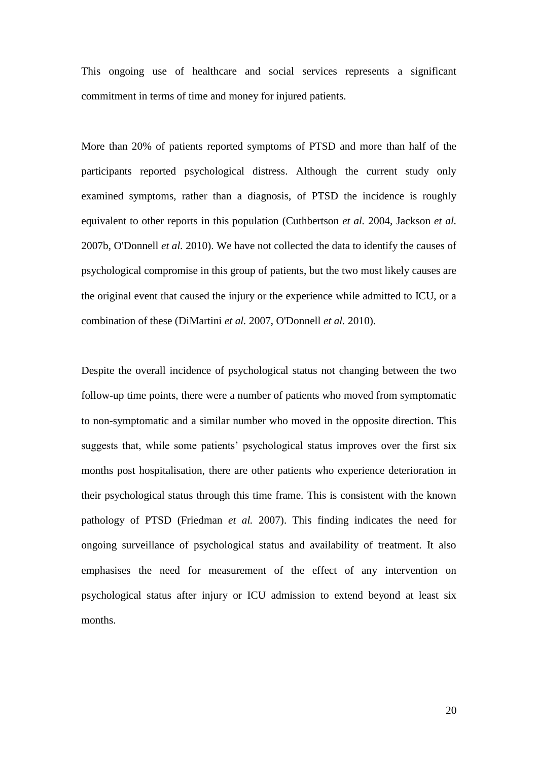This ongoing use of healthcare and social services represents a significant commitment in terms of time and money for injured patients.

More than 20% of patients reported symptoms of PTSD and more than half of the participants reported psychological distress. Although the current study only examined symptoms, rather than a diagnosis, of PTSD the incidence is roughly equivalent to other reports in this population (Cuthbertson *et al.* 2004, Jackson *et al.* 2007b, O'Donnell *et al.* 2010). We have not collected the data to identify the causes of psychological compromise in this group of patients, but the two most likely causes are the original event that caused the injury or the experience while admitted to ICU, or a combination of these (DiMartini *et al.* 2007, O'Donnell *et al.* 2010).

Despite the overall incidence of psychological status not changing between the two follow-up time points, there were a number of patients who moved from symptomatic to non-symptomatic and a similar number who moved in the opposite direction. This suggests that, while some patients' psychological status improves over the first six months post hospitalisation, there are other patients who experience deterioration in their psychological status through this time frame. This is consistent with the known pathology of PTSD (Friedman *et al.* 2007). This finding indicates the need for ongoing surveillance of psychological status and availability of treatment. It also emphasises the need for measurement of the effect of any intervention on psychological status after injury or ICU admission to extend beyond at least six months.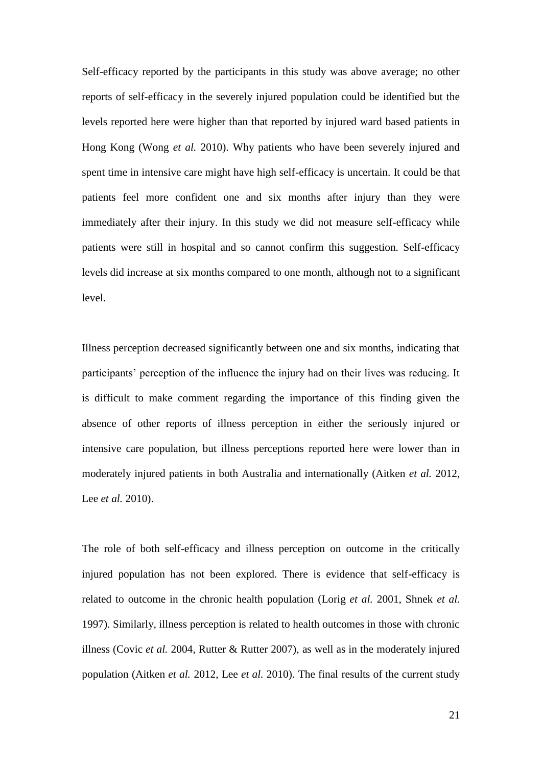Self-efficacy reported by the participants in this study was above average; no other reports of self-efficacy in the severely injured population could be identified but the levels reported here were higher than that reported by injured ward based patients in Hong Kong (Wong *et al.* 2010). Why patients who have been severely injured and spent time in intensive care might have high self-efficacy is uncertain. It could be that patients feel more confident one and six months after injury than they were immediately after their injury. In this study we did not measure self-efficacy while patients were still in hospital and so cannot confirm this suggestion. Self-efficacy levels did increase at six months compared to one month, although not to a significant level.

Illness perception decreased significantly between one and six months, indicating that participants' perception of the influence the injury had on their lives was reducing. It is difficult to make comment regarding the importance of this finding given the absence of other reports of illness perception in either the seriously injured or intensive care population, but illness perceptions reported here were lower than in moderately injured patients in both Australia and internationally (Aitken *et al.* 2012, Lee *et al.* 2010).

The role of both self-efficacy and illness perception on outcome in the critically injured population has not been explored. There is evidence that self-efficacy is related to outcome in the chronic health population (Lorig *et al.* 2001, Shnek *et al.* 1997). Similarly, illness perception is related to health outcomes in those with chronic illness (Covic *et al.* 2004, Rutter & Rutter 2007), as well as in the moderately injured population (Aitken *et al.* 2012, Lee *et al.* 2010). The final results of the current study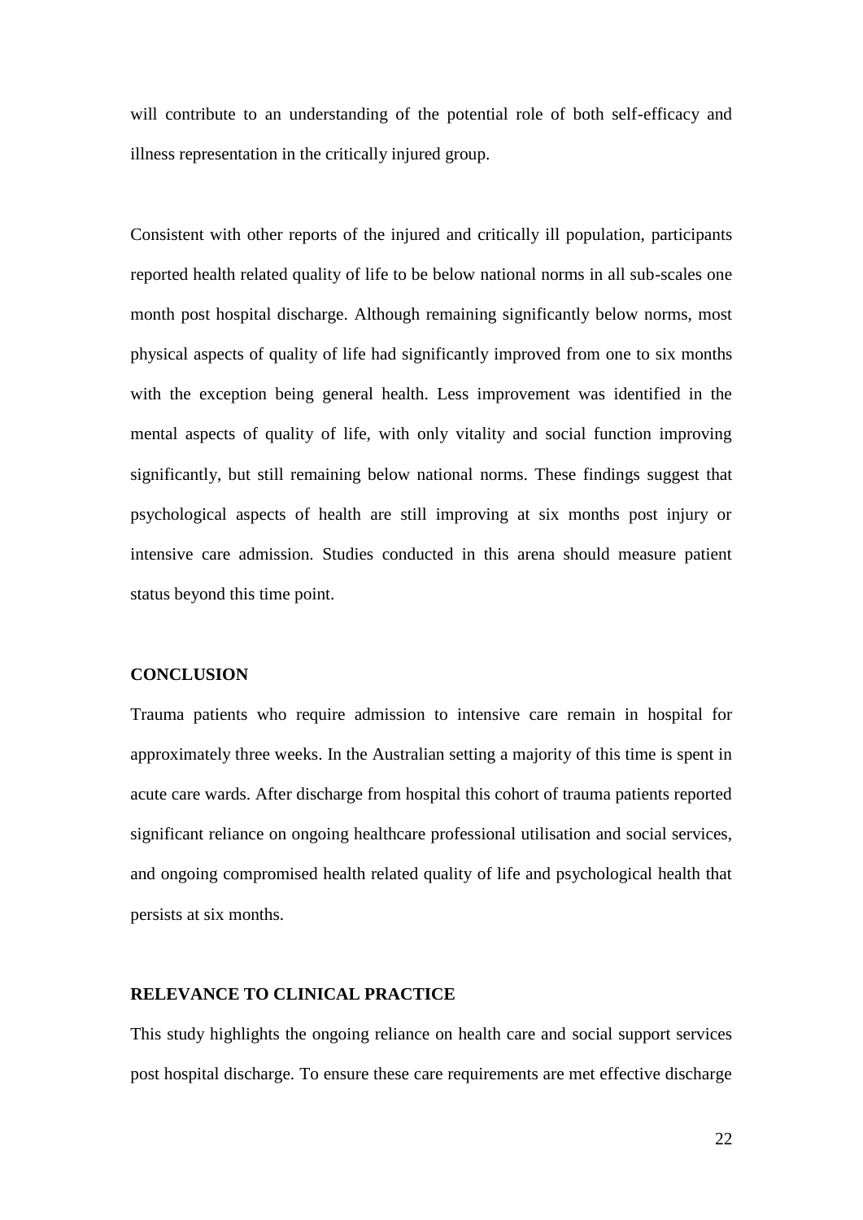will contribute to an understanding of the potential role of both self-efficacy and illness representation in the critically injured group.

Consistent with other reports of the injured and critically ill population, participants reported health related quality of life to be below national norms in all sub-scales one month post hospital discharge. Although remaining significantly below norms, most physical aspects of quality of life had significantly improved from one to six months with the exception being general health. Less improvement was identified in the mental aspects of quality of life, with only vitality and social function improving significantly, but still remaining below national norms. These findings suggest that psychological aspects of health are still improving at six months post injury or intensive care admission. Studies conducted in this arena should measure patient status beyond this time point.

## CONCLUSION

Trauma patients who require admission to intensive care remain in hospital for approximately three weeks. In the Australian setting a majority of this time is spent in acute care wards. After discharge from hospital this cohort of trauma patients reported significant reliance on ongoing healthcare professional utilisation and social services, and ongoing compromised health related quality of life and psychological health that persists at six months.

## RELEVANCE TO CLINICAL PRACTICE

This study highlights the ongoing reliance on health care and social support services post hospital discharge. To ensure these care requirements are met effective discharge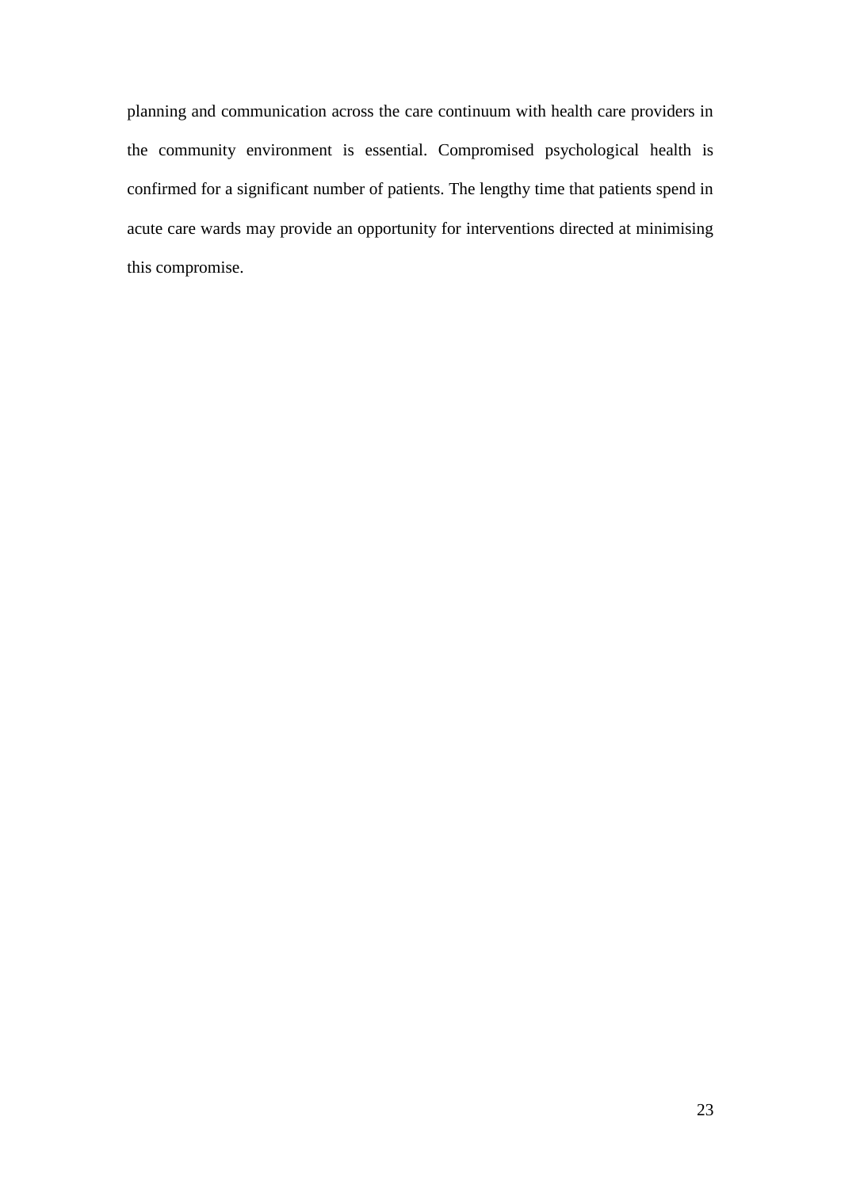planning and communication across the care continuum with health care providers in the community environment is essential. Compromised psychological health is confirmed for a significant number of patients. The lengthy time that patients spend in acute care wards may provide an opportunity for interventions directed at minimising this compromise.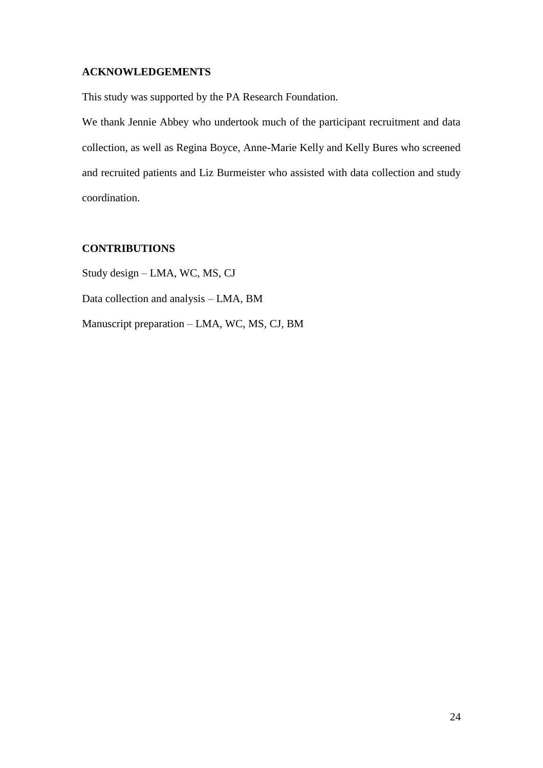## ACKNOWLEDGEMENTS

This study was supported by the PA Research Foundation.

We thank Jennie Abbey who undertook much of the participant recruitment and data collection, as well as Regina Boyce, Anne-Marie Kelly and Kelly Bures who screened and recruited patients and Liz Burmeister who assisted with data collection and study coordination.

## CONTRIBUTIONS

Study design – LMA, WC, MS, CJ

Data collection and analysis – LMA, BM

Manuscript preparation – LMA, WC, MS, CJ, BM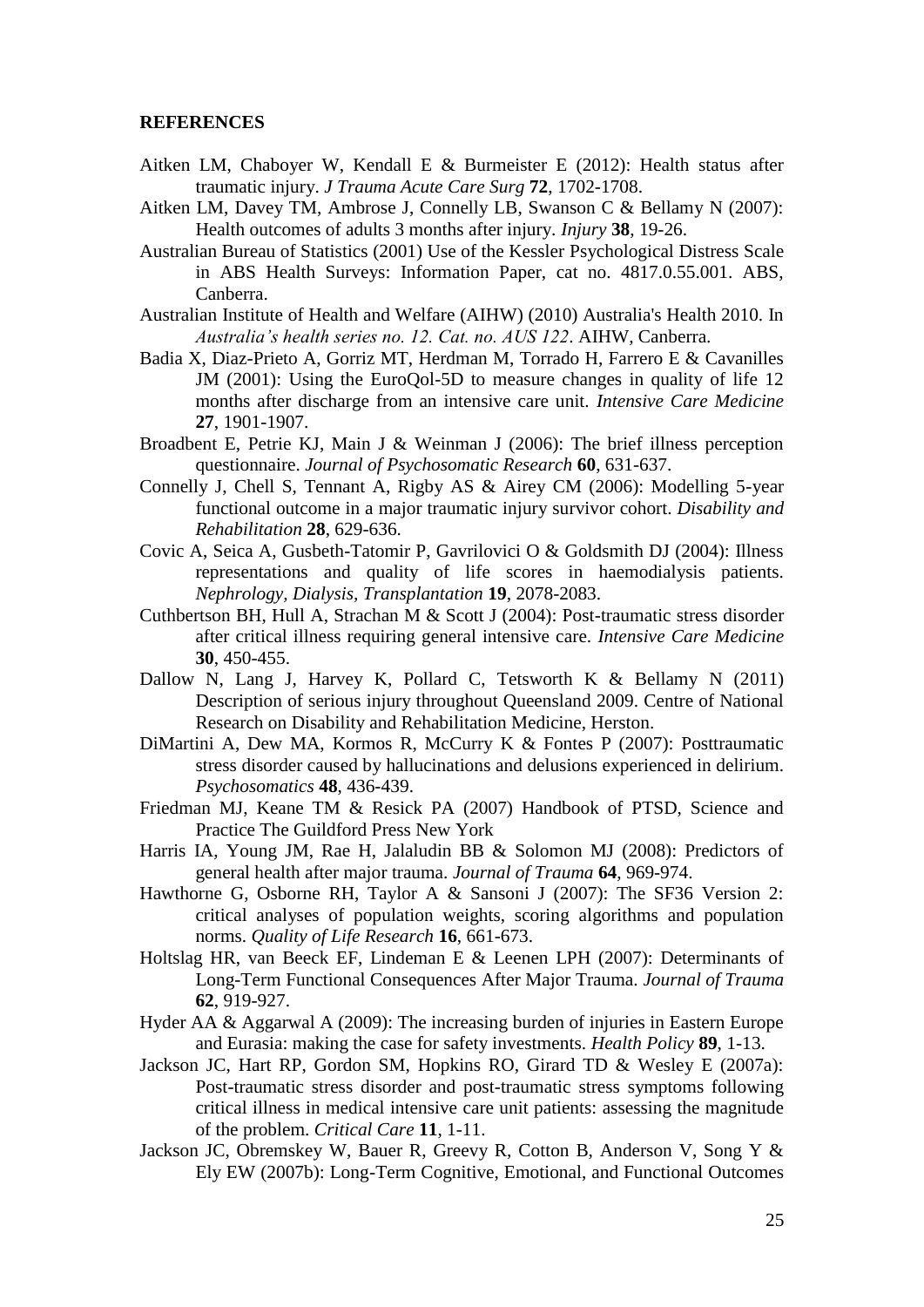## REFERENCES

Aitken LM, Chaboyer W, Kendall E & Burmeister E (2012): Health status after traumatic injury. *J Trauma Acute Care Surg* **72**, 1702-1708.

Aitken LM, Davey TM, Ambrose J, Connelly LB, Swanson C & Bellamy N (2007): Health outcomes of adults 3 months after injury. *Injury* **38**, 19-26.

Australian Bureau of Statistics (2001) Use of the Kessler Psychological Distress Scale in ABS Health Surveys: Information Paper, cat no. 4817.0.55.001. ABS, Canberra.

Australian Institute of Health and Welfare (AIHW) (2010) Australia's Health 2010. In *Australia's health series no. 12. Cat. no. AUS 122*. AIHW, Canberra.

Badia X, Diaz-Prieto A, Gorriz MT, Herdman M, Torrado H, Farrero E & Cavanilles JM (2001): Using the EuroQol-5D to measure changes in quality of life 12 months after discharge from an intensive care unit. *Intensive Care Medicine* **27**, 1901-1907.

Broadbent E, Petrie KJ, Main J & Weinman J (2006): The brief illness perception questionnaire. *Journal of Psychosomatic Research* **60**, 631-637.

Connelly J, Chell S, Tennant A, Rigby AS & Airey CM (2006): Modelling 5-year functional outcome in a major traumatic injury survivor cohort. *Disability and Rehabilitation* **28**, 629-636.

Covic A, Seica A, Gusbeth-Tatomir P, Gavrilovici O & Goldsmith DJ (2004): Illness representations and quality of life scores in haemodialysis patients. *Nephrology, Dialysis, Transplantation* **19**, 2078-2083.

Cuthbertson BH, Hull A, Strachan M & Scott J (2004): Post-traumatic stress disorder after critical illness requiring general intensive care. *Intensive Care Medicine* **30**, 450-455.

Dallow N, Lang J, Harvey K, Pollard C, Tetsworth K & Bellamy N (2011) Description of serious injury throughout Queensland 2009. Centre of National Research on Disability and Rehabilitation Medicine, Herston.

DiMartini A, Dew MA, Kormos R, McCurry K & Fontes P (2007): Posttraumatic stress disorder caused by hallucinations and delusions experienced in delirium. *Psychosomatics* **48**, 436-439.

Friedman MJ, Keane TM & Resick PA (2007) Handbook of PTSD, Science and Practice The Guildford Press New York

Harris IA, Young JM, Rae H, Jalaludin BB & Solomon MJ (2008): Predictors of general health after major trauma. *Journal of Trauma* **64**, 969-974.

Hawthorne G, Osborne RH, Taylor A & Sansoni J (2007): The SF36 Version 2: critical analyses of population weights, scoring algorithms and population norms. *Quality of Life Research* **16**, 661-673.

Holtslag HR, van Beeck EF, Lindeman E & Leenen LPH (2007): Determinants of Long-Term Functional Consequences After Major Trauma. *Journal of Trauma* **62**, 919-927.

Hyder AA & Aggarwal A (2009): The increasing burden of injuries in Eastern Europe and Eurasia: making the case for safety investments. *Health Policy* **89**, 1-13.

Jackson JC, Hart RP, Gordon SM, Hopkins RO, Girard TD & Wesley E (2007a): Post-traumatic stress disorder and post-traumatic stress symptoms following critical illness in medical intensive care unit patients: assessing the magnitude of the problem. *Critical Care* **11**, 1-11.

Jackson JC, Obremskey W, Bauer R, Greevy R, Cotton B, Anderson V, Song Y & Ely EW (2007b): Long-Term Cognitive, Emotional, and Functional Outcomes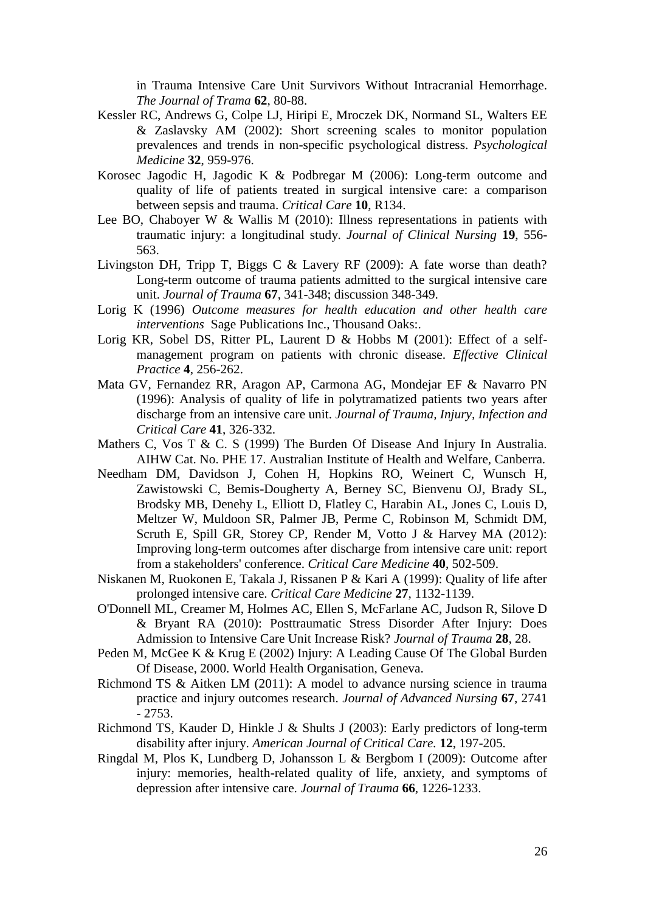in Trauma Intensive Care Unit Survivors Without Intracranial Hemorrhage. *The Journal of Trama* **62**, 80-88.

Kessler RC, Andrews G, Colpe LJ, Hiripi E, Mroczek DK, Normand SL, Walters EE & Zaslavsky AM (2002): Short screening scales to monitor population prevalences and trends in non-specific psychological distress. *Psychological Medicine* **32**, 959-976.

Korosec Jagodic H, Jagodic K & Podbregar M (2006): Long-term outcome and quality of life of patients treated in surgical intensive care: a comparison between sepsis and trauma. *Critical Care* **10**, R134.

Lee BO, Chaboyer W & Wallis M (2010): Illness representations in patients with traumatic injury: a longitudinal study. *Journal of Clinical Nursing* **19**, 556-563.

Livingston DH, Tripp T, Biggs C & Lavery RF (2009): A fate worse than death? Long-term outcome of trauma patients admitted to the surgical intensive care unit. *Journal of Trauma* **67**, 341-348; discussion 348-349.

Lorig K (1996) *Outcome measures for health education and other health care interventions* Sage Publications Inc., Thousand Oaks:.

Lorig KR, Sobel DS, Ritter PL, Laurent D & Hobbs M (2001): Effect of a self-management program on patients with chronic disease. *Effective Clinical Practice* **4**, 256-262.

Mata GV, Fernandez RR, Aragon AP, Carmona AG, Mondejar EF & Navarro PN (1996): Analysis of quality of life in polytramatized patients two years after discharge from an intensive care unit. *Journal of Trauma, Injury, Infection and Critical Care* **41**, 326-332.

Mathers C, Vos T & C. S (1999) The Burden Of Disease And Injury In Australia. AIHW Cat. No. PHE 17. Australian Institute of Health and Welfare, Canberra.

Needham DM, Davidson J, Cohen H, Hopkins RO, Weinert C, Wunsch H, Zawistowski C, Bemis-Dougherty A, Berney SC, Bienvenu OJ, Brady SL, Brodsky MB, Denehy L, Elliott D, Flatley C, Harabin AL, Jones C, Louis D, Meltzer W, Muldoon SR, Palmer JB, Perme C, Robinson M, Schmidt DM, Scruth E, Spill GR, Storey CP, Render M, Votto J & Harvey MA (2012): Improving long-term outcomes after discharge from intensive care unit: report from a stakeholders' conference. *Critical Care Medicine* **40**, 502-509.

Niskanen M, Ruokonen E, Takala J, Rissanen P & Kari A (1999): Quality of life after prolonged intensive care. *Critical Care Medicine* **27**, 1132-1139.

O'Donnell ML, Creamer M, Holmes AC, Ellen S, McFarlane AC, Judson R, Silove D & Bryant RA (2010): Posttraumatic Stress Disorder After Injury: Does Admission to Intensive Care Unit Increase Risk? *Journal of Trauma* **28**, 28.

Peden M, McGee K & Krug E (2002) Injury: A Leading Cause Of The Global Burden Of Disease, 2000. World Health Organisation, Geneva.

Richmond TS & Aitken LM (2011): A model to advance nursing science in trauma practice and injury outcomes research. *Journal of Advanced Nursing* **67**, 2741 - 2753.

Richmond TS, Kauder D, Hinkle J & Shults J (2003): Early predictors of long-term disability after injury. *American Journal of Critical Care.* **12**, 197-205.

Ringdal M, Plos K, Lundberg D, Johansson L & Bergbom I (2009): Outcome after injury: memories, health-related quality of life, anxiety, and symptoms of depression after intensive care. *Journal of Trauma* **66**, 1226-1233.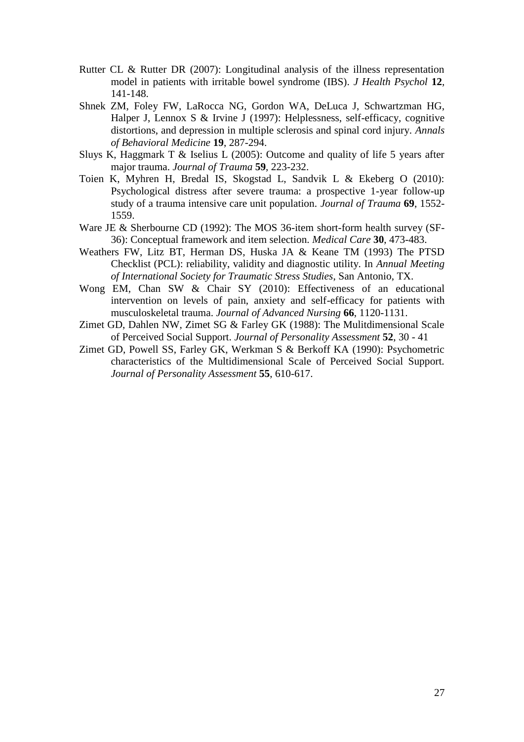Rutter CL & Rutter DR (2007): Longitudinal analysis of the illness representation model in patients with irritable bowel syndrome (IBS). *J Health Psychol* **12**, 141-148.

Shnek ZM, Foley FW, LaRocca NG, Gordon WA, DeLuca J, Schwartzman HG, Halper J, Lennox S & Irvine J (1997): Helplessness, self-efficacy, cognitive distortions, and depression in multiple sclerosis and spinal cord injury. *Annals of Behavioral Medicine* **19**, 287-294.

Sluys K, Haggmark T & Iselius L (2005): Outcome and quality of life 5 years after major trauma. *Journal of Trauma* **59**, 223-232.

Toien K, Myhren H, Bredal IS, Skogstad L, Sandvik L & Ekeberg O (2010): Psychological distress after severe trauma: a prospective 1-year follow-up study of a trauma intensive care unit population. *Journal of Trauma* **69**, 1552-1559.

Ware JE & Sherbourne CD (1992): The MOS 36-item short-form health survey (SF-36): Conceptual framework and item selection. *Medical Care* **30**, 473-483.

Weathers FW, Litz BT, Herman DS, Huska JA & Keane TM (1993) The PTSD Checklist (PCL): reliability, validity and diagnostic utility. In *Annual Meeting of International Society for Traumatic Stress Studies*, San Antonio, TX.

Wong EM, Chan SW & Chair SY (2010): Effectiveness of an educational intervention on levels of pain, anxiety and self-efficacy for patients with musculoskeletal trauma. *Journal of Advanced Nursing* **66**, 1120-1131.

Zimet GD, Dahlen NW, Zimet SG & Farley GK (1988): The Mulitdimensional Scale of Perceived Social Support. *Journal of Personality Assessment* **52**, 30 - 41

Zimet GD, Powell SS, Farley GK, Werkman S & Berkoff KA (1990): Psychometric characteristics of the Multidimensional Scale of Perceived Social Support. *Journal of Personality Assessment* **55**, 610-617.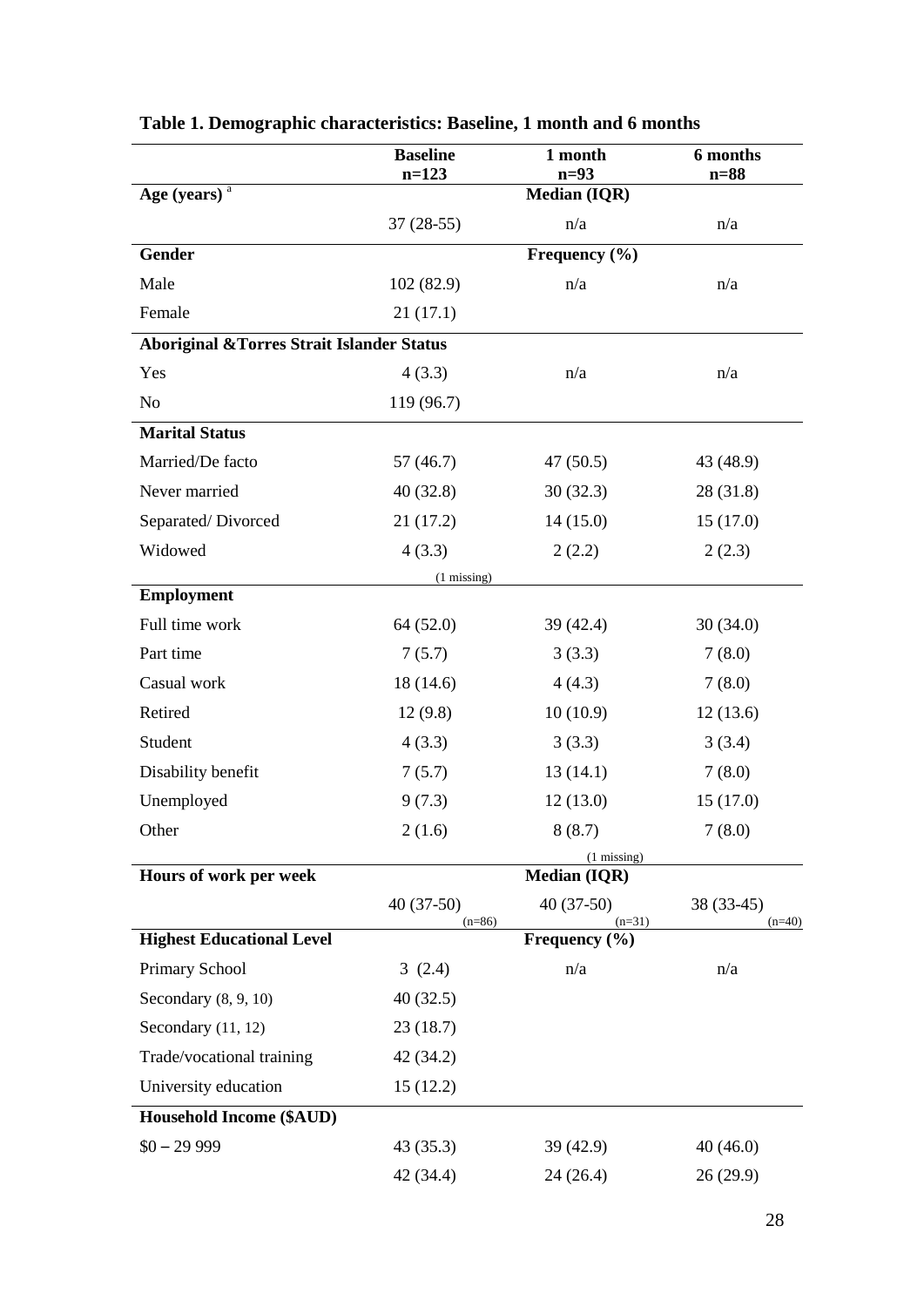**Table 1. Demographic characteristics: Baseline, 1 month and 6 months**

| | Baseline n=123 | 1 month n=93 | 6 months n=88 |
|---|---|---|---|
| **Age (years)** [a] | | **Median (IQR)** | |
| | 37 (28-55) | n/a | n/a |
| **Gender** | | **Frequency (%)** | |
| Male | 102 (82.9) | n/a | n/a |
| Female | 21 (17.1) | | |
| **Aboriginal &Torres Strait Islander Status** | | | |
| Yes | 4 (3.3) | n/a | n/a |
| No | 119 (96.7) | | |
| **Marital Status** | | | |
| Married/De facto | 57 (46.7) | 47 (50.5) | 43 (48.9) |
| Never married | 40 (32.8) | 30 (32.3) | 28 (31.8) |
| Separated/ Divorced | 21 (17.2) | 14 (15.0) | 15 (17.0) |
| Widowed | 4 (3.3) (1 missing) | 2 (2.2) | 2 (2.3) |
| **Employment** | | | |
| Full time work | 64 (52.0) | 39 (42.4) | 30 (34.0) |
| Part time | 7 (5.7) | 3 (3.3) | 7 (8.0) |
| Casual work | 18 (14.6) | 4 (4.3) | 7 (8.0) |
| Retired | 12 (9.8) | 10 (10.9) | 12 (13.6) |
| Student | 4 (3.3) | 3 (3.3) | 3 (3.4) |
| Disability benefit | 7 (5.7) | 13 (14.1) | 7 (8.0) |
| Unemployed | 9 (7.3) | 12 (13.0) | 15 (17.0) |
| Other | 2 (1.6) | 8 (8.7) (1 missing) | 7 (8.0) |
| **Hours of work per week** | | **Median (IQR)** | |
| | 40 (37-50) (n=86) | 40 (37-50) (n=31) | 38 (33-45) (n=40) |
| **Highest Educational Level** | | **Frequency (%)** | |
| Primary School | 3 (2.4) | n/a | n/a |
| Secondary (8, 9, 10) | 40 (32.5) | | |
| Secondary (11, 12) | 23 (18.7) | | |
| Trade/vocational training | 42 (34.2) | | |
| University education | 15 (12.2) | | |
| **Household Income ($AUD)** | | | |
| $0 – 29 999 | 43 (35.3) | 39 (42.9) | 40 (46.0) |
| | 42 (34.4) | 24 (26.4) | 26 (29.9) |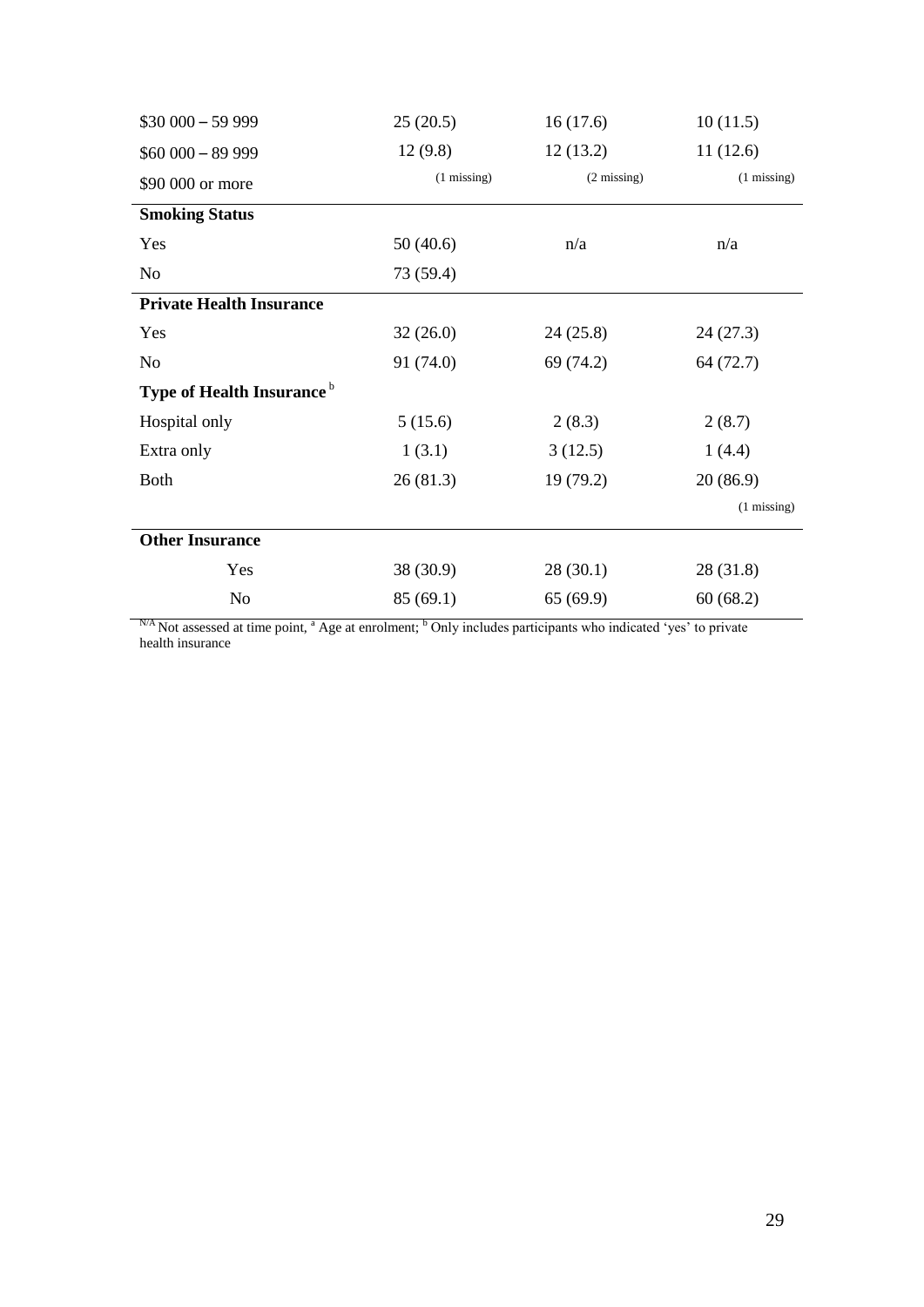| | | | |
|---|---|---|---|
| $30 000 – 59 999 | 25 (20.5) | 16 (17.6) | 10 (11.5) |
| $60 000 – 89 999 | 12 (9.8) | 12 (13.2) | 11 (12.6) |
| $90 000 or more | (1 missing) | (2 missing) | (1 missing) |
| **Smoking Status** | | | |
| Yes | 50 (40.6) | n/a | n/a |
| No | 73 (59.4) | | |
| **Private Health Insurance** | | | |
| Yes | 32 (26.0) | 24 (25.8) | 24 (27.3) |
| No | 91 (74.0) | 69 (74.2) | 64 (72.7) |
| **Type of Health Insurance** [b] | | | |
| Hospital only | 5 (15.6) | 2 (8.3) | 2 (8.7) |
| Extra only | 1 (3.1) | 3 (12.5) | 1 (4.4) |
| Both | 26 (81.3) | 19 (79.2) | 20 (86.9) |
| | | | (1 missing) |
| **Other Insurance** | | | |
| Yes | 38 (30.9) | 28 (30.1) | 28 (31.8) |
| No | 85 (69.1) | 65 (69.9) | 60 (68.2) |

[N/A] Not assessed at time point, [a] Age at enrolment; [b] Only includes participants who indicated 'yes' to private health insurance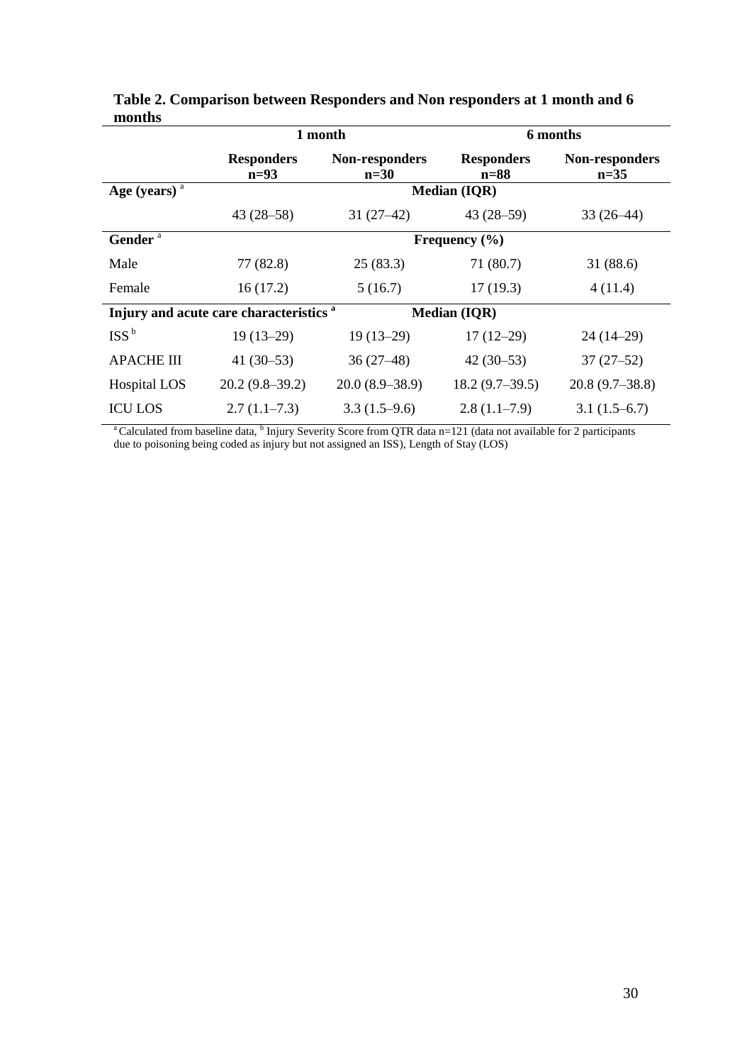**Table 2. Comparison between Responders and Non responders at 1 month and 6 months**

| | 1 month | | 6 months | |
|---|---|---|---|---|
| | **Responders n=93** | **Non-responders n=30** | **Responders n=88** | **Non-responders n=35** |
| **Age (years)** [a] | **Median (IQR)** | | | |
| | 43 (28–58) | 31 (27–42) | 43 (28–59) | 33 (26–44) |
| **Gender** [a] | **Frequency (%)** | | | |
| Male | 77 (82.8) | 25 (83.3) | 71 (80.7) | 31 (88.6) |
| Female | 16 (17.2) | 5 (16.7) | 17 (19.3) | 4 (11.4) |
| **Injury and acute care characteristics** [a] | **Median (IQR)** | | | |
| ISS [b] | 19 (13–29) | 19 (13–29) | 17 (12–29) | 24 (14–29) |
| APACHE III | 41 (30–53) | 36 (27–48) | 42 (30–53) | 37 (27–52) |
| Hospital LOS | 20.2 (9.8–39.2) | 20.0 (8.9–38.9) | 18.2 (9.7–39.5) | 20.8 (9.7–38.8) |
| ICU LOS | 2.7 (1.1–7.3) | 3.3 (1.5–9.6) | 2.8 (1.1–7.9) | 3.1 (1.5–6.7) |

[a] Calculated from baseline data, [b] Injury Severity Score from QTR data n=121 (data not available for 2 participants due to poisoning being coded as injury but not assigned an ISS), Length of Stay (LOS)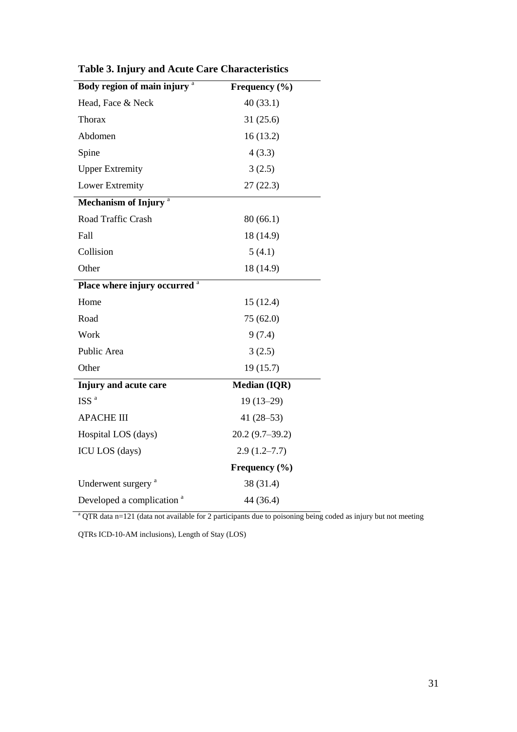**Table 3. Injury and Acute Care Characteristics**

| Body region of main injury [a] | Frequency (%) |
|---|---|
| Head, Face & Neck | 40 (33.1) |
| Thorax | 31 (25.6) |
| Abdomen | 16 (13.2) |
| Spine | 4 (3.3) |
| Upper Extremity | 3 (2.5) |
| Lower Extremity | 27 (22.3) |
| **Mechanism of Injury** [a] | |
| Road Traffic Crash | 80 (66.1) |
| Fall | 18 (14.9) |
| Collision | 5 (4.1) |
| Other | 18 (14.9) |
| **Place where injury occurred** [a] | |
| Home | 15 (12.4) |
| Road | 75 (62.0) |
| Work | 9 (7.4) |
| Public Area | 3 (2.5) |
| Other | 19 (15.7) |
| **Injury and acute care** | **Median (IQR)** |
| ISS [a] | 19 (13–29) |
| APACHE III | 41 (28–53) |
| Hospital LOS (days) | 20.2 (9.7–39.2) |
| ICU LOS (days) | 2.9 (1.2–7.7) |
| | **Frequency (%)** |
| Underwent surgery [a] | 38 (31.4) |
| Developed a complication [a] | 44 (36.4) |

[a] QTR data n=121 (data not available for 2 participants due to poisoning being coded as injury but not meeting QTRs ICD-10-AM inclusions), Length of Stay (LOS)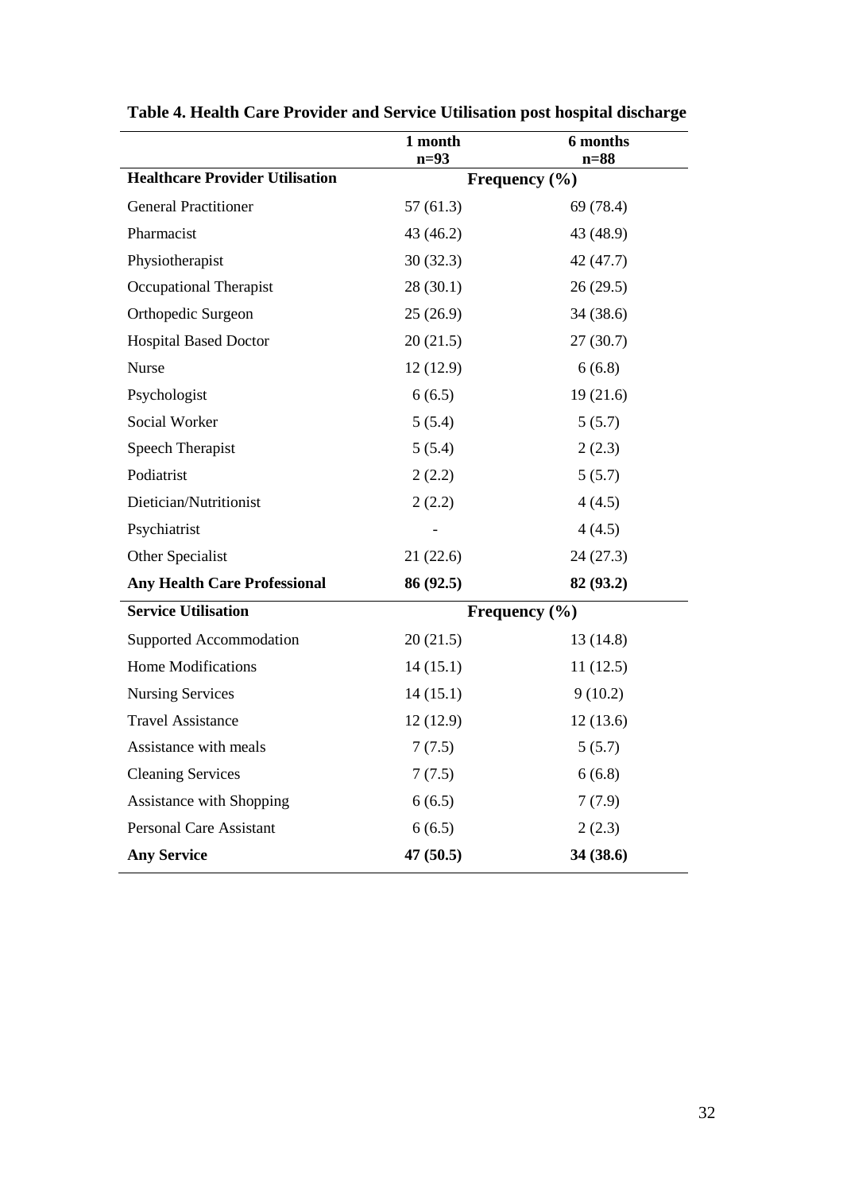**Table 4. Health Care Provider and Service Utilisation post hospital discharge**

| | 1 month n=93 | 6 months n=88 |
|---|---|---|
| **Healthcare Provider Utilisation** | **Frequency (%)** | |
| General Practitioner | 57 (61.3) | 69 (78.4) |
| Pharmacist | 43 (46.2) | 43 (48.9) |
| Physiotherapist | 30 (32.3) | 42 (47.7) |
| Occupational Therapist | 28 (30.1) | 26 (29.5) |
| Orthopedic Surgeon | 25 (26.9) | 34 (38.6) |
| Hospital Based Doctor | 20 (21.5) | 27 (30.7) |
| Nurse | 12 (12.9) | 6 (6.8) |
| Psychologist | 6 (6.5) | 19 (21.6) |
| Social Worker | 5 (5.4) | 5 (5.7) |
| Speech Therapist | 5 (5.4) | 2 (2.3) |
| Podiatrist | 2 (2.2) | 5 (5.7) |
| Dietician/Nutritionist | 2 (2.2) | 4 (4.5) |
| Psychiatrist | - | 4 (4.5) |
| Other Specialist | 21 (22.6) | 24 (27.3) |
| **Any Health Care Professional** | **86 (92.5)** | **82 (93.2)** |
| **Service Utilisation** | **Frequency (%)** | |
| Supported Accommodation | 20 (21.5) | 13 (14.8) |
| Home Modifications | 14 (15.1) | 11 (12.5) |
| Nursing Services | 14 (15.1) | 9 (10.2) |
| Travel Assistance | 12 (12.9) | 12 (13.6) |
| Assistance with meals | 7 (7.5) | 5 (5.7) |
| Cleaning Services | 7 (7.5) | 6 (6.8) |
| Assistance with Shopping | 6 (6.5) | 7 (7.9) |
| Personal Care Assistant | 6 (6.5) | 2 (2.3) |
| **Any Service** | **47 (50.5)** | **34 (38.6)** |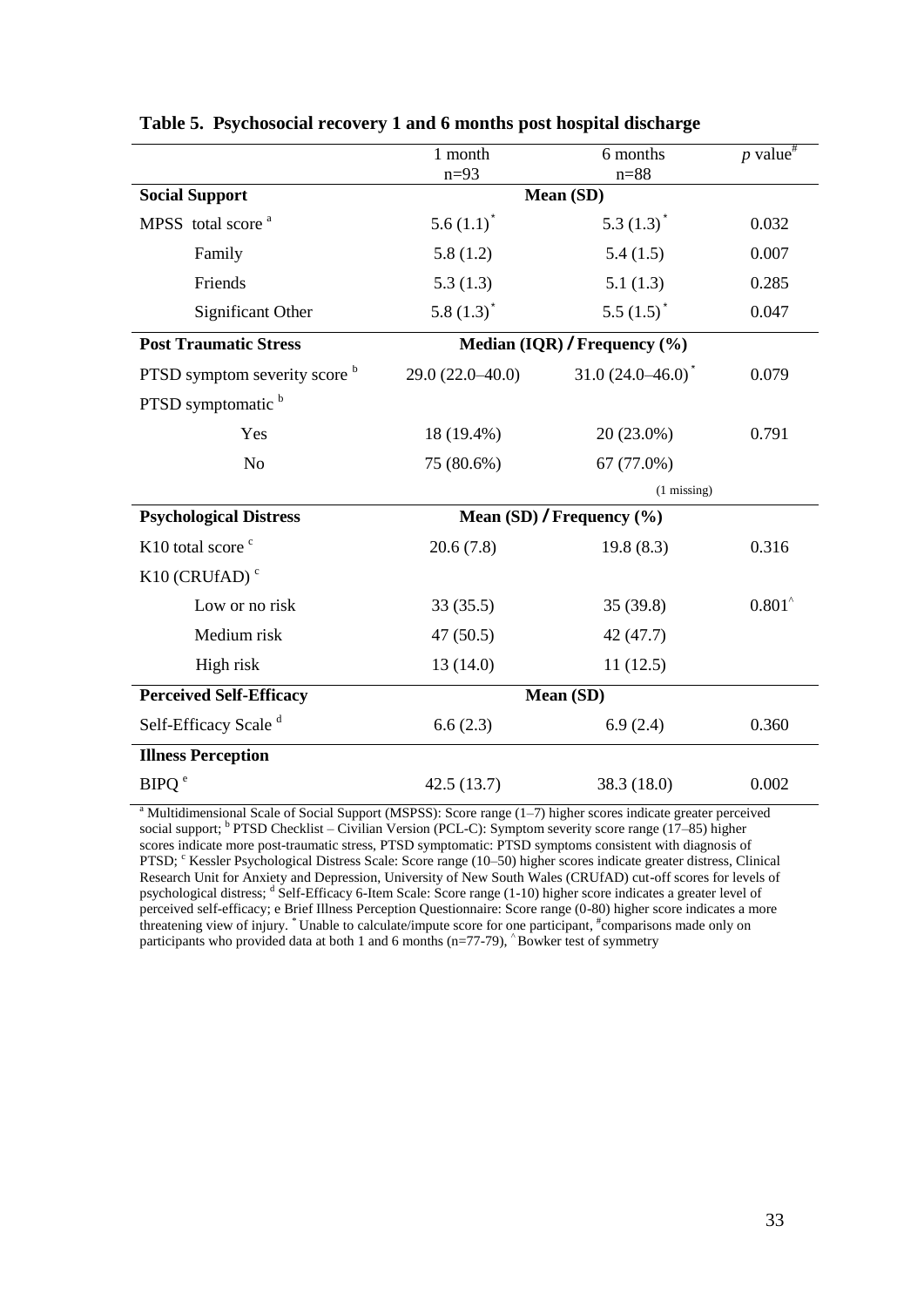**Table 5. Psychosocial recovery 1 and 6 months post hospital discharge**

| | 1 month n=93 | 6 months n=88 | *p* value[#] |
|---|---|---|---|
| **Social Support** | **Mean (SD)** | | |
| MPSS total score [a] | 5.6 (1.1)[*] | 5.3 (1.3)[*] | 0.032 |
| Family | 5.8 (1.2) | 5.4 (1.5) | 0.007 |
| Friends | 5.3 (1.3) | 5.1 (1.3) | 0.285 |
| Significant Other | 5.8 (1.3)[*] | 5.5 (1.5)[*] | 0.047 |
| **Post Traumatic Stress** | **Median (IQR) / Frequency (%)** | | |
| PTSD symptom severity score [b] | 29.0 (22.0–40.0) | 31.0 (24.0–46.0)[*] | 0.079 |
| PTSD symptomatic [b] | | | |
| Yes | 18 (19.4%) | 20 (23.0%) | 0.791 |
| No | 75 (80.6%) | 67 (77.0%) | |
| | | (1 missing) | |
| **Psychological Distress** | **Mean (SD) / Frequency (%)** | | |
| K10 total score [c] | 20.6 (7.8) | 19.8 (8.3) | 0.316 |
| K10 (CRUfAD) [c] | | | |
| Low or no risk | 33 (35.5) | 35 (39.8) | 0.801[^] |
| Medium risk | 47 (50.5) | 42 (47.7) | |
| High risk | 13 (14.0) | 11 (12.5) | |
| **Perceived Self-Efficacy** | **Mean (SD)** | | |
| Self-Efficacy Scale [d] | 6.6 (2.3) | 6.9 (2.4) | 0.360 |
| **Illness Perception** | | | |
| BIPQ [e] | 42.5 (13.7) | 38.3 (18.0) | 0.002 |

[a] Multidimensional Scale of Social Support (MSPSS): Score range (1–7) higher scores indicate greater perceived social support; [b] PTSD Checklist – Civilian Version (PCL-C): Symptom severity score range (17–85) higher scores indicate more post-traumatic stress, PTSD symptomatic: PTSD symptoms consistent with diagnosis of PTSD; [c] Kessler Psychological Distress Scale: Score range (10–50) higher scores indicate greater distress, Clinical Research Unit for Anxiety and Depression, University of New South Wales (CRUfAD) cut-off scores for levels of psychological distress; [d] Self-Efficacy 6-Item Scale: Score range (1-10) higher score indicates a greater level of perceived self-efficacy; e Brief Illness Perception Questionnaire: Score range (0-80) higher score indicates a more threatening view of injury. [*] Unable to calculate/impute score for one participant, [#]comparisons made only on participants who provided data at both 1 and 6 months (n=77-79), [^] Bowker test of symmetry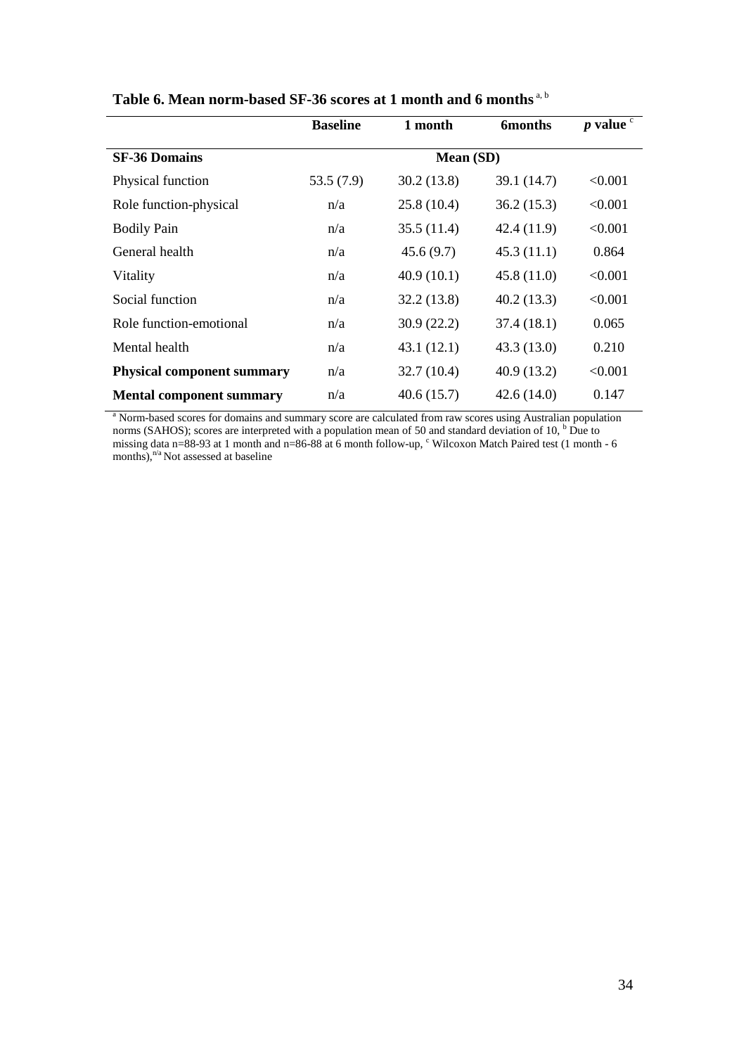**Table 6. Mean norm-based SF-36 scores at 1 month and 6 months** [a, b]

| | Baseline | 1 month | 6months | *p* value [c] |
|---|---|---|---|---|
| **SF-36 Domains** | | Mean (SD) | | |
| Physical function | 53.5 (7.9) | 30.2 (13.8) | 39.1 (14.7) | <0.001 |
| Role function-physical | n/a | 25.8 (10.4) | 36.2 (15.3) | <0.001 |
| Bodily Pain | n/a | 35.5 (11.4) | 42.4 (11.9) | <0.001 |
| General health | n/a | 45.6 (9.7) | 45.3 (11.1) | 0.864 |
| Vitality | n/a | 40.9 (10.1) | 45.8 (11.0) | <0.001 |
| Social function | n/a | 32.2 (13.8) | 40.2 (13.3) | <0.001 |
| Role function-emotional | n/a | 30.9 (22.2) | 37.4 (18.1) | 0.065 |
| Mental health | n/a | 43.1 (12.1) | 43.3 (13.0) | 0.210 |
| **Physical component summary** | n/a | 32.7 (10.4) | 40.9 (13.2) | <0.001 |
| **Mental component summary** | n/a | 40.6 (15.7) | 42.6 (14.0) | 0.147 |

[a] Norm-based scores for domains and summary score are calculated from raw scores using Australian population norms (SAHOS); scores are interpreted with a population mean of 50 and standard deviation of 10, [b] Due to missing data n=88-93 at 1 month and n=86-88 at 6 month follow-up, [c] Wilcoxon Match Paired test (1 month - 6 months), [n/a] Not assessed at baseline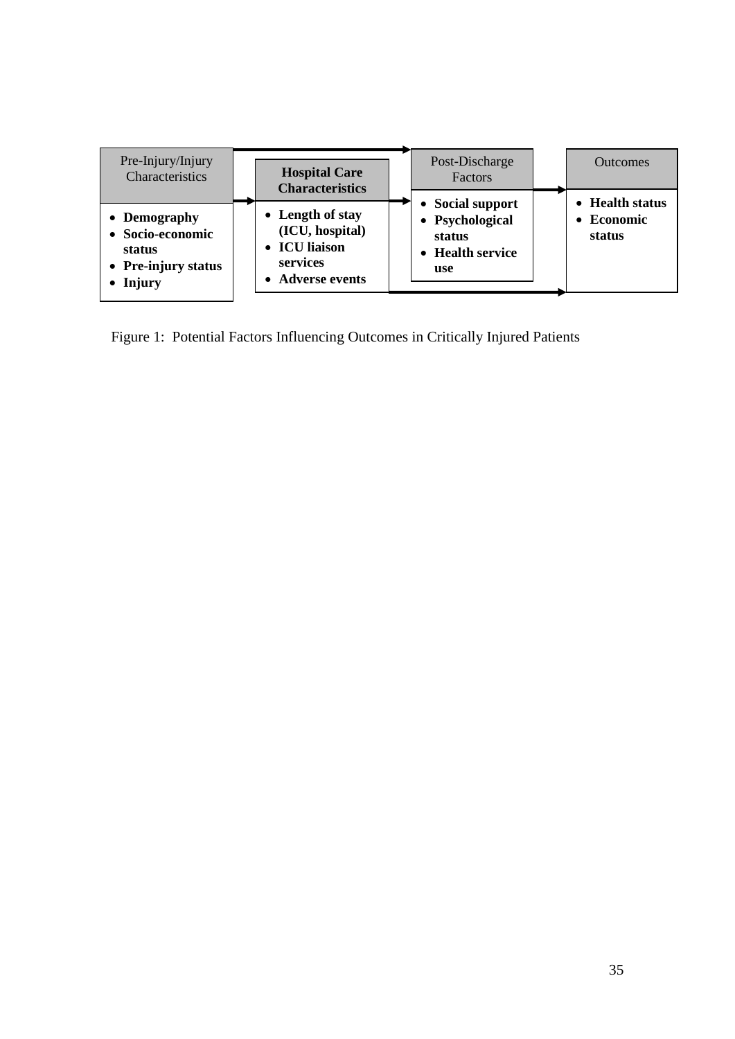| Pre-Injury/Injury Characteristics | Hospital Care Characteristics | Post-Discharge Factors | Outcomes |
|---|---|---|---|
| • **Demography**<br>• **Socio-economic status**<br>• **Pre-injury status**<br>• **Injury** | • **Length of stay (ICU, hospital)**<br>• **ICU liaison services**<br>• **Adverse events** | • **Social support**<br>• **Psychological status**<br>• **Health service use** | • **Health status**<br>• **Economic status** |

Figure 1: Potential Factors Influencing Outcomes in Critically Injured Patients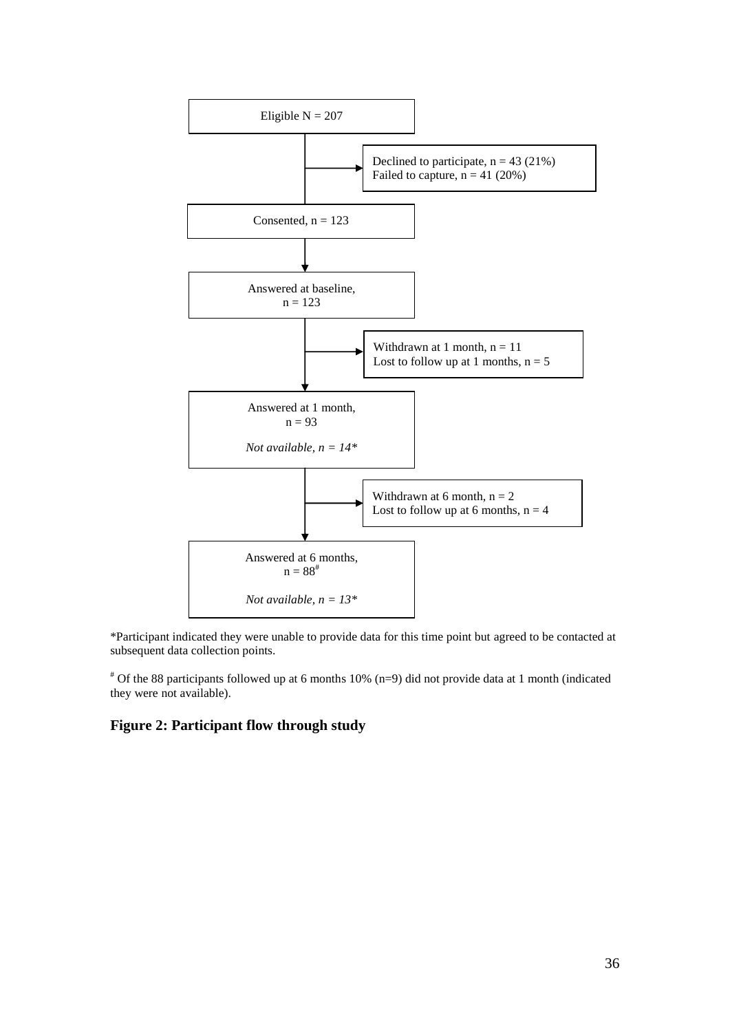Eligible N = 207

Declined to participate, n = 43 (21%)
Failed to capture, n = 41 (20%)

Consented, n = 123

Answered at baseline,
n = 123

Withdrawn at 1 month, n = 11
Lost to follow up at 1 months, n = 5

Answered at 1 month,
n = 93

*Not available, n = 14**

Withdrawn at 6 month, n = 2
Lost to follow up at 6 months, n = 4

Answered at 6 months,
n = 88[#]

*Not available, n = 13**

*Participant indicated they were unable to provide data for this time point but agreed to be contacted at subsequent data collection points.

[#] Of the 88 participants followed up at 6 months 10% (n=9) did not provide data at 1 month (indicated they were not available).

**Figure 2: Participant flow through study**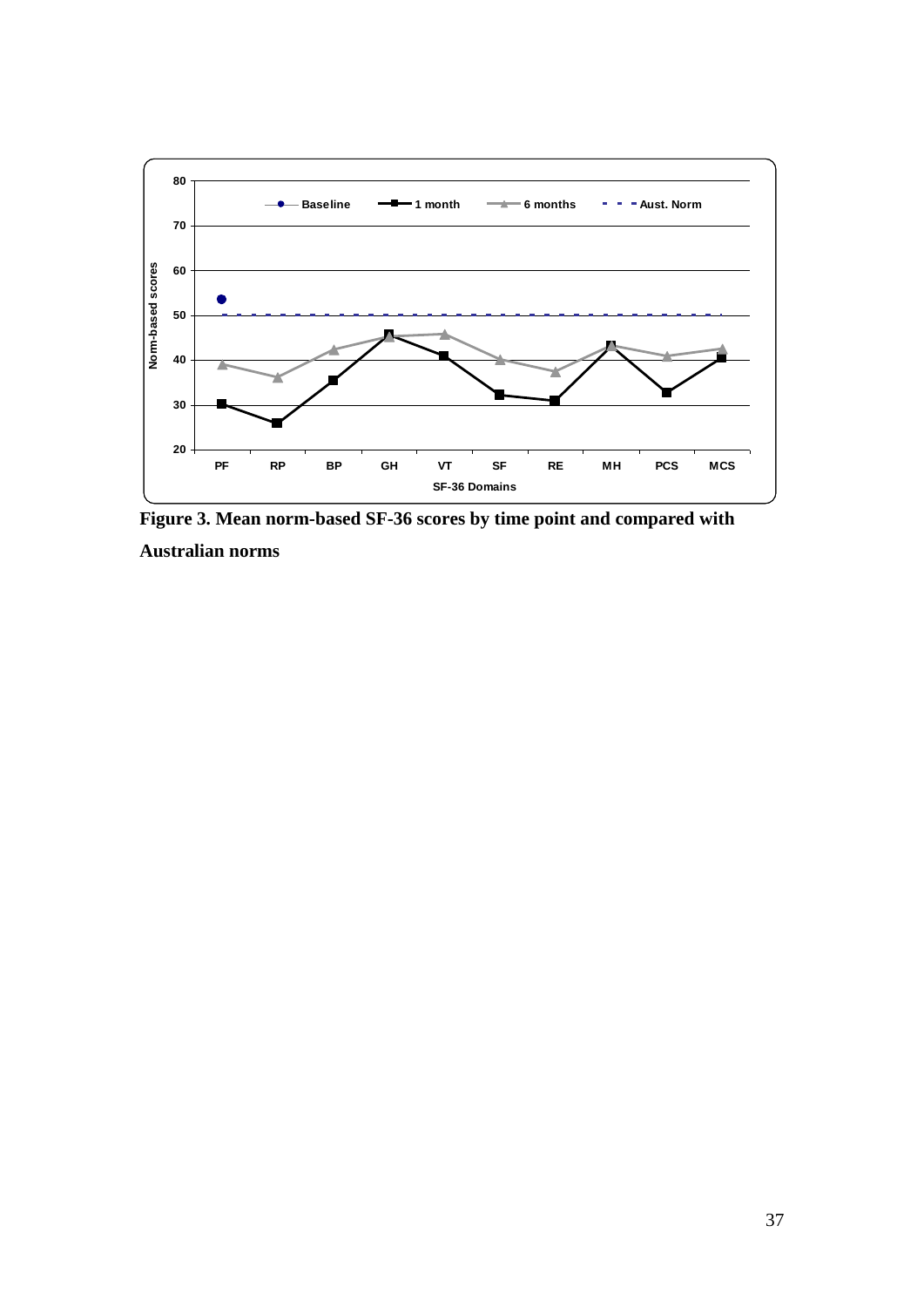80

70

60

50

40

30

20

Norm-based scores

Baseline

1 month

6 months

Aust. Norm

PF RP BP GH VT SF RE MH PCS MCS

SF-36 Domains

**Figure 3. Mean norm-based SF-36 scores by time point and compared with Australian norms**